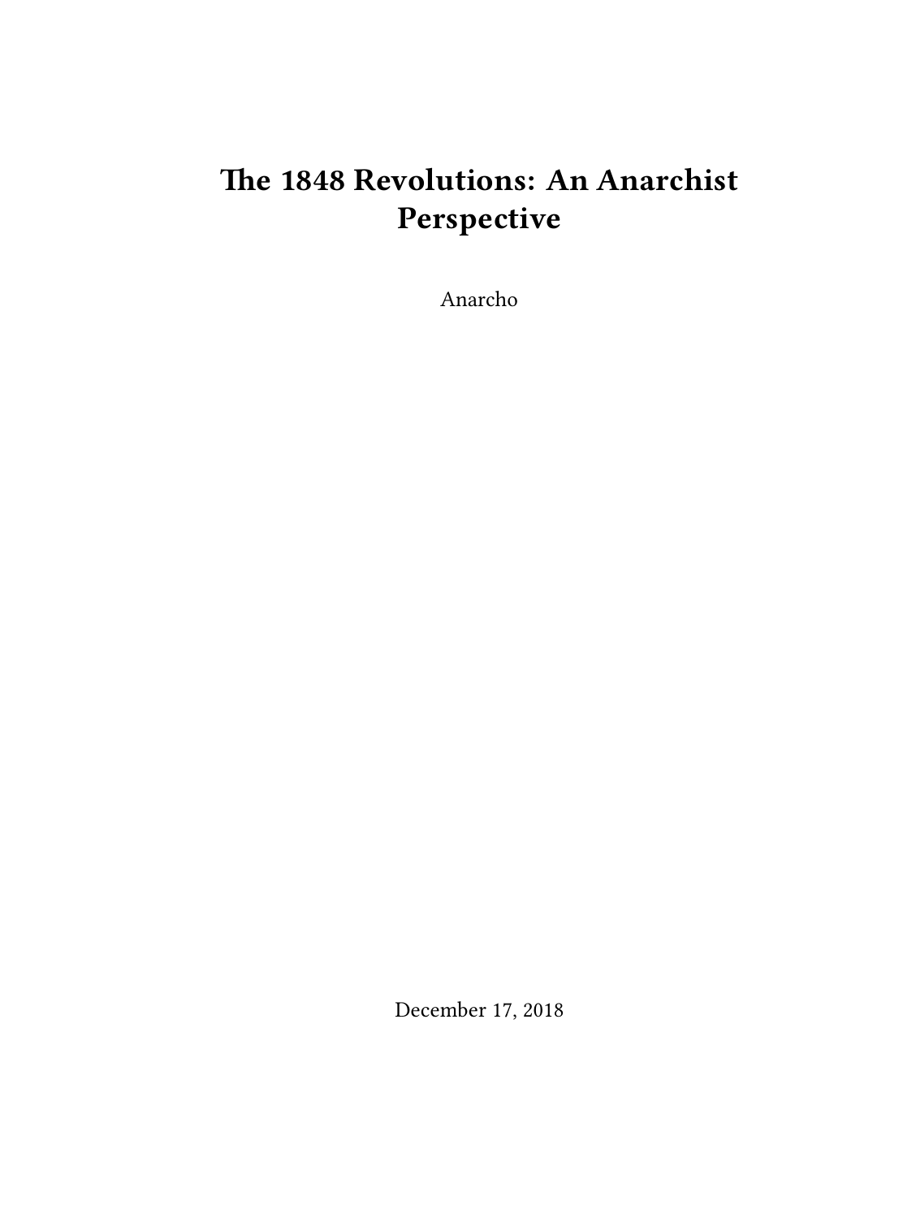# The 1848 Revolutions: An Anarchist Perspective

Anarcho

December 17, 2018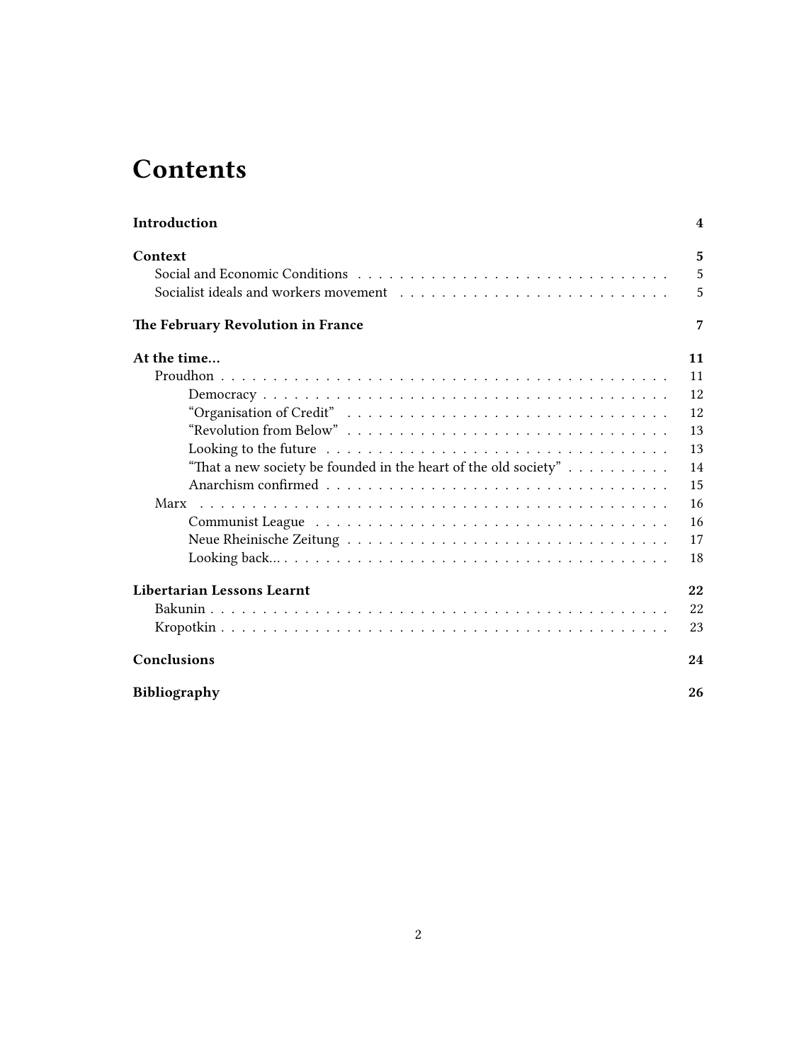# Contents

**Introduction** 4

**Context** 5

- Social and Economic Conditions 5
- Socialist ideals and workers movement 5

**The February Revolution in France** 7

**At the time…** 11

- Proudhon 11
  - Democracy 12
  - "Organisation of Credit" 12
  - "Revolution from Below" 13
  - Looking to the future 13
  - "That a new society be founded in the heart of the old society" 14
  - Anarchism confirmed 15
- Marx 16
  - Communist League 16
  - Neue Rheinische Zeitung 17
  - Looking back… 18

**Libertarian Lessons Learnt** 22

- Bakunin 22
- Kropotkin 23

**Conclusions** 24

**Bibliography** 26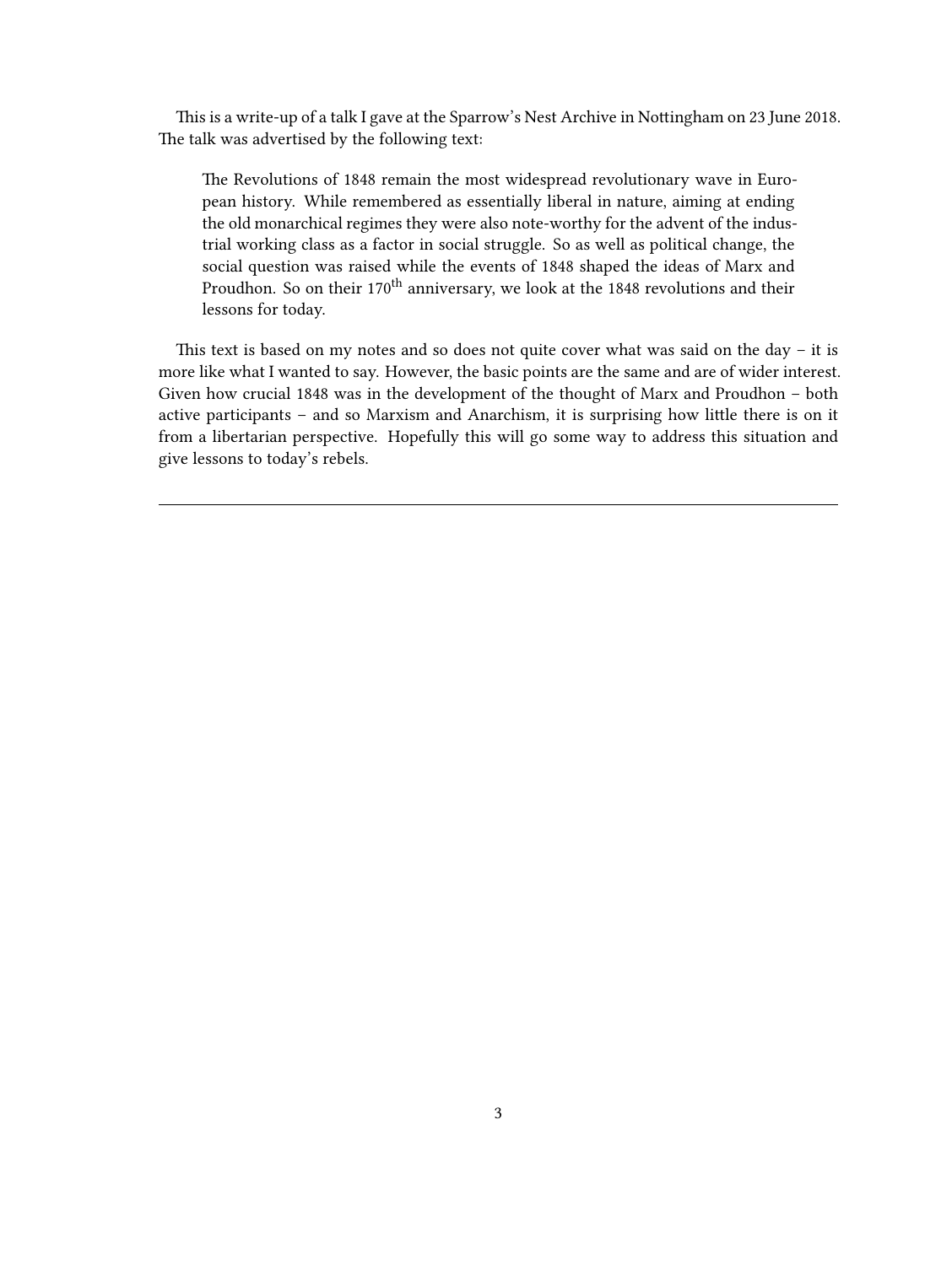This is a write-up of a talk I gave at the Sparrow's Nest Archive in Nottingham on 23 June 2018. The talk was advertised by the following text:

> The Revolutions of 1848 remain the most widespread revolutionary wave in European history. While remembered as essentially liberal in nature, aiming at ending the old monarchical regimes they were also note-worthy for the advent of the industrial working class as a factor in social struggle. So as well as political change, the social question was raised while the events of 1848 shaped the ideas of Marx and Proudhon. So on their 170$^{th}$ anniversary, we look at the 1848 revolutions and their lessons for today.

This text is based on my notes and so does not quite cover what was said on the day – it is more like what I wanted to say. However, the basic points are the same and are of wider interest. Given how crucial 1848 was in the development of the thought of Marx and Proudhon – both active participants – and so Marxism and Anarchism, it is surprising how little there is on it from a libertarian perspective. Hopefully this will go some way to address this situation and give lessons to today's rebels.

---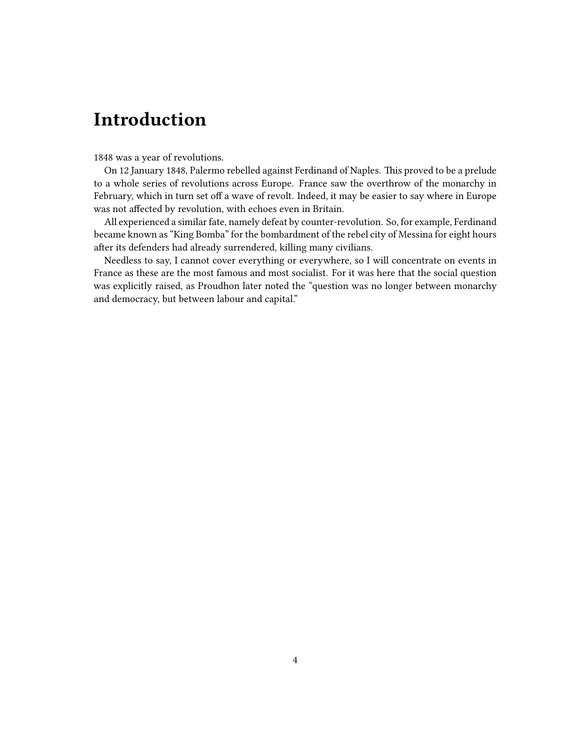# Introduction

1848 was a year of revolutions.

On 12 January 1848, Palermo rebelled against Ferdinand of Naples. This proved to be a prelude to a whole series of revolutions across Europe. France saw the overthrow of the monarchy in February, which in turn set off a wave of revolt. Indeed, it may be easier to say where in Europe was not affected by revolution, with echoes even in Britain.

All experienced a similar fate, namely defeat by counter-revolution. So, for example, Ferdinand became known as "King Bomba" for the bombardment of the rebel city of Messina for eight hours after its defenders had already surrendered, killing many civilians.

Needless to say, I cannot cover everything or everywhere, so I will concentrate on events in France as these are the most famous and most socialist. For it was here that the social question was explicitly raised, as Proudhon later noted the "question was no longer between monarchy and democracy, but between labour and capital."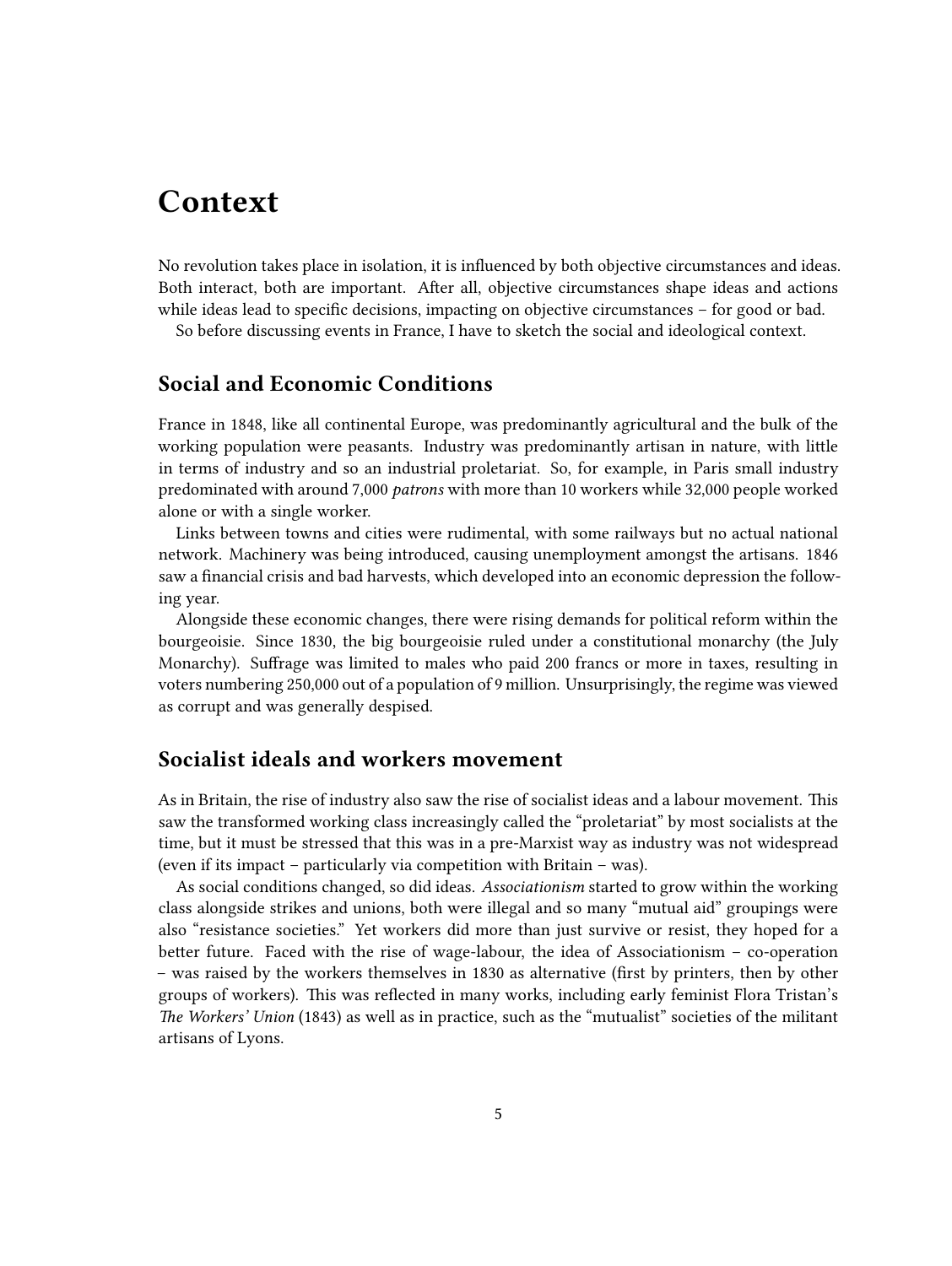# Context

No revolution takes place in isolation, it is influenced by both objective circumstances and ideas. Both interact, both are important. After all, objective circumstances shape ideas and actions while ideas lead to specific decisions, impacting on objective circumstances – for good or bad.

So before discussing events in France, I have to sketch the social and ideological context.

## Social and Economic Conditions

France in 1848, like all continental Europe, was predominantly agricultural and the bulk of the working population were peasants. Industry was predominantly artisan in nature, with little in terms of industry and so an industrial proletariat. So, for example, in Paris small industry predominated with around 7,000 *patrons* with more than 10 workers while 32,000 people worked alone or with a single worker.

Links between towns and cities were rudimental, with some railways but no actual national network. Machinery was being introduced, causing unemployment amongst the artisans. 1846 saw a financial crisis and bad harvests, which developed into an economic depression the following year.

Alongside these economic changes, there were rising demands for political reform within the bourgeoisie. Since 1830, the big bourgeoisie ruled under a constitutional monarchy (the July Monarchy). Suffrage was limited to males who paid 200 francs or more in taxes, resulting in voters numbering 250,000 out of a population of 9 million. Unsurprisingly, the regime was viewed as corrupt and was generally despised.

## Socialist ideals and workers movement

As in Britain, the rise of industry also saw the rise of socialist ideas and a labour movement. This saw the transformed working class increasingly called the "proletariat" by most socialists at the time, but it must be stressed that this was in a pre-Marxist way as industry was not widespread (even if its impact – particularly via competition with Britain – was).

As social conditions changed, so did ideas. *Associationism* started to grow within the working class alongside strikes and unions, both were illegal and so many "mutual aid" groupings were also "resistance societies." Yet workers did more than just survive or resist, they hoped for a better future. Faced with the rise of wage-labour, the idea of Associationism – co-operation – was raised by the workers themselves in 1830 as alternative (first by printers, then by other groups of workers). This was reflected in many works, including early feminist Flora Tristan's *The Workers' Union* (1843) as well as in practice, such as the "mutualist" societies of the militant artisans of Lyons.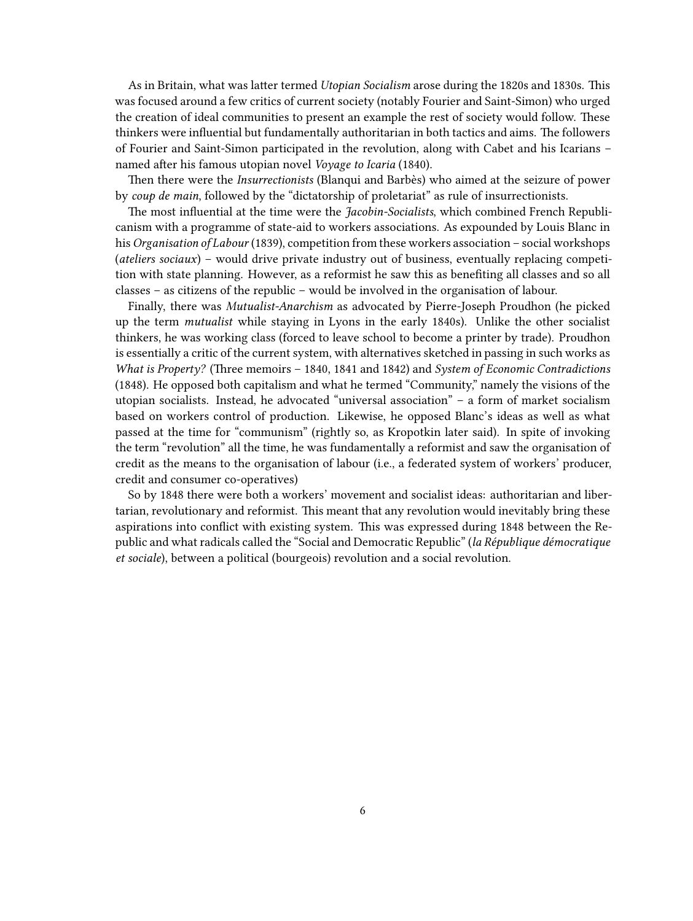As in Britain, what was latter termed *Utopian Socialism* arose during the 1820s and 1830s. This was focused around a few critics of current society (notably Fourier and Saint-Simon) who urged the creation of ideal communities to present an example the rest of society would follow. These thinkers were influential but fundamentally authoritarian in both tactics and aims. The followers of Fourier and Saint-Simon participated in the revolution, along with Cabet and his Icarians – named after his famous utopian novel *Voyage to Icaria* (1840).

Then there were the *Insurrectionists* (Blanqui and Barbès) who aimed at the seizure of power by *coup de main*, followed by the "dictatorship of proletariat" as rule of insurrectionists.

The most influential at the time were the *Jacobin-Socialists*, which combined French Republicanism with a programme of state-aid to workers associations. As expounded by Louis Blanc in his *Organisation of Labour* (1839), competition from these workers association – social workshops (*ateliers sociaux*) – would drive private industry out of business, eventually replacing competition with state planning. However, as a reformist he saw this as benefiting all classes and so all classes – as citizens of the republic – would be involved in the organisation of labour.

Finally, there was *Mutualist-Anarchism* as advocated by Pierre-Joseph Proudhon (he picked up the term *mutualist* while staying in Lyons in the early 1840s). Unlike the other socialist thinkers, he was working class (forced to leave school to become a printer by trade). Proudhon is essentially a critic of the current system, with alternatives sketched in passing in such works as *What is Property?* (Three memoirs – 1840, 1841 and 1842) and *System of Economic Contradictions* (1848). He opposed both capitalism and what he termed "Community," namely the visions of the utopian socialists. Instead, he advocated "universal association" – a form of market socialism based on workers control of production. Likewise, he opposed Blanc's ideas as well as what passed at the time for "communism" (rightly so, as Kropotkin later said). In spite of invoking the term "revolution" all the time, he was fundamentally a reformist and saw the organisation of credit as the means to the organisation of labour (i.e., a federated system of workers' producer, credit and consumer co-operatives)

So by 1848 there were both a workers' movement and socialist ideas: authoritarian and libertarian, revolutionary and reformist. This meant that any revolution would inevitably bring these aspirations into conflict with existing system. This was expressed during 1848 between the Republic and what radicals called the "Social and Democratic Republic" (*la République démocratique et sociale*), between a political (bourgeois) revolution and a social revolution.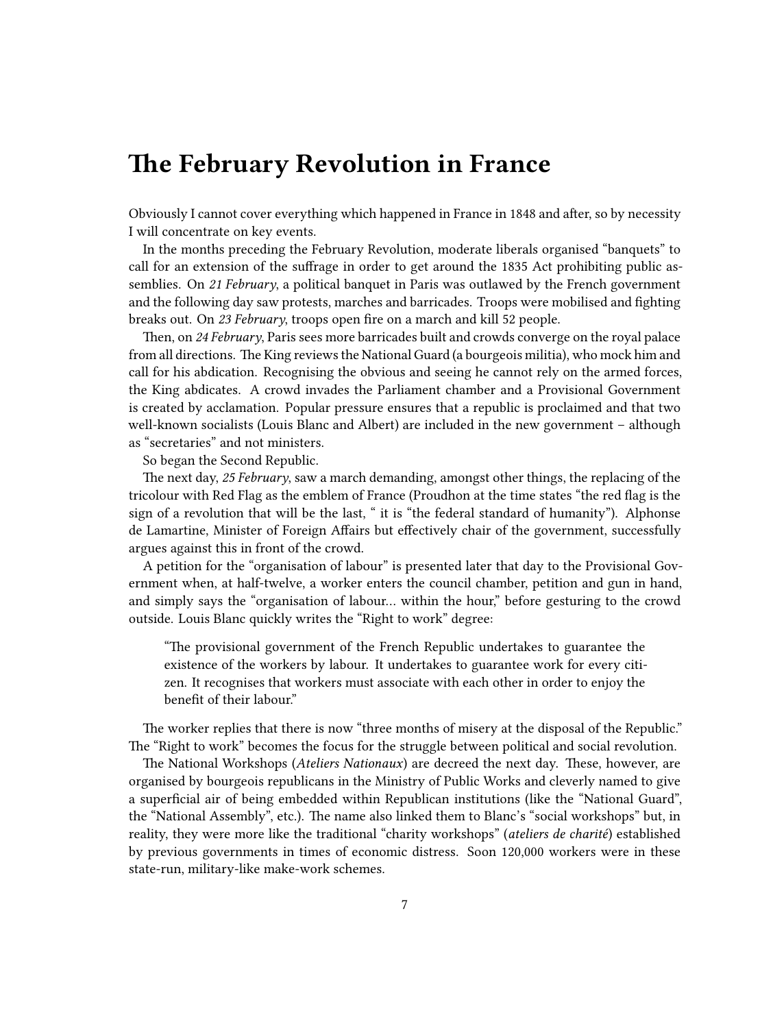# The February Revolution in France

Obviously I cannot cover everything which happened in France in 1848 and after, so by necessity I will concentrate on key events.

In the months preceding the February Revolution, moderate liberals organised "banquets" to call for an extension of the suffrage in order to get around the 1835 Act prohibiting public assemblies. On *21 February*, a political banquet in Paris was outlawed by the French government and the following day saw protests, marches and barricades. Troops were mobilised and fighting breaks out. On *23 February*, troops open fire on a march and kill 52 people.

Then, on *24 February*, Paris sees more barricades built and crowds converge on the royal palace from all directions. The King reviews the National Guard (a bourgeois militia), who mock him and call for his abdication. Recognising the obvious and seeing he cannot rely on the armed forces, the King abdicates. A crowd invades the Parliament chamber and a Provisional Government is created by acclamation. Popular pressure ensures that a republic is proclaimed and that two well-known socialists (Louis Blanc and Albert) are included in the new government – although as "secretaries" and not ministers.

So began the Second Republic.

The next day, *25 February*, saw a march demanding, amongst other things, the replacing of the tricolour with Red Flag as the emblem of France (Proudhon at the time states "the red flag is the sign of a revolution that will be the last, " it is "the federal standard of humanity"). Alphonse de Lamartine, Minister of Foreign Affairs but effectively chair of the government, successfully argues against this in front of the crowd.

A petition for the "organisation of labour" is presented later that day to the Provisional Government when, at half-twelve, a worker enters the council chamber, petition and gun in hand, and simply says the "organisation of labour… within the hour," before gesturing to the crowd outside. Louis Blanc quickly writes the "Right to work" degree:

> "The provisional government of the French Republic undertakes to guarantee the existence of the workers by labour. It undertakes to guarantee work for every citizen. It recognises that workers must associate with each other in order to enjoy the benefit of their labour."

The worker replies that there is now "three months of misery at the disposal of the Republic." The "Right to work" becomes the focus for the struggle between political and social revolution.

The National Workshops (*Ateliers Nationaux*) are decreed the next day. These, however, are organised by bourgeois republicans in the Ministry of Public Works and cleverly named to give a superficial air of being embedded within Republican institutions (like the "National Guard", the "National Assembly", etc.). The name also linked them to Blanc's "social workshops" but, in reality, they were more like the traditional "charity workshops" (*ateliers de charité*) established by previous governments in times of economic distress. Soon 120,000 workers were in these state-run, military-like make-work schemes.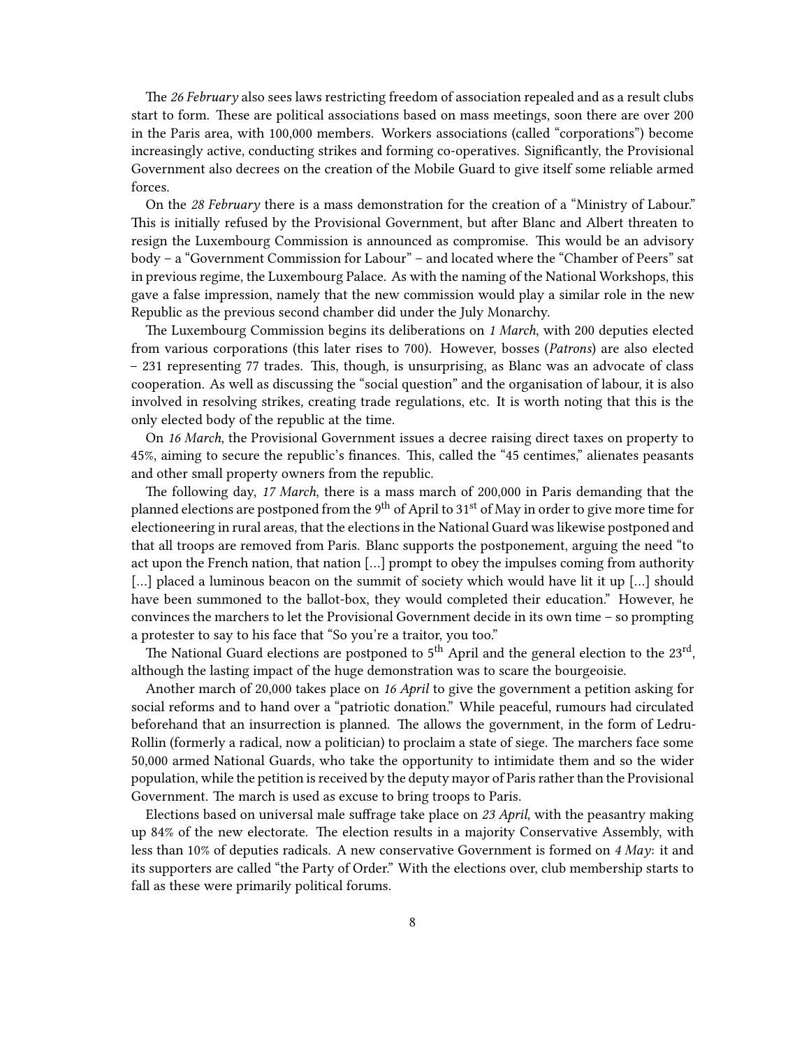The *26 February* also sees laws restricting freedom of association repealed and as a result clubs start to form. These are political associations based on mass meetings, soon there are over 200 in the Paris area, with 100,000 members. Workers associations (called "corporations") become increasingly active, conducting strikes and forming co-operatives. Significantly, the Provisional Government also decrees on the creation of the Mobile Guard to give itself some reliable armed forces.

On the *28 February* there is a mass demonstration for the creation of a "Ministry of Labour." This is initially refused by the Provisional Government, but after Blanc and Albert threaten to resign the Luxembourg Commission is announced as compromise. This would be an advisory body – a "Government Commission for Labour" – and located where the "Chamber of Peers" sat in previous regime, the Luxembourg Palace. As with the naming of the National Workshops, this gave a false impression, namely that the new commission would play a similar role in the new Republic as the previous second chamber did under the July Monarchy.

The Luxembourg Commission begins its deliberations on *1 March*, with 200 deputies elected from various corporations (this later rises to 700). However, bosses (*Patrons*) are also elected – 231 representing 77 trades. This, though, is unsurprising, as Blanc was an advocate of class cooperation. As well as discussing the "social question" and the organisation of labour, it is also involved in resolving strikes, creating trade regulations, etc. It is worth noting that this is the only elected body of the republic at the time.

On *16 March*, the Provisional Government issues a decree raising direct taxes on property to 45%, aiming to secure the republic's finances. This, called the "45 centimes," alienates peasants and other small property owners from the republic.

The following day, *17 March*, there is a mass march of 200,000 in Paris demanding that the planned elections are postponed from the 9th of April to 31st of May in order to give more time for electioneering in rural areas, that the elections in the National Guard was likewise postponed and that all troops are removed from Paris. Blanc supports the postponement, arguing the need "to act upon the French nation, that nation […] prompt to obey the impulses coming from authority […] placed a luminous beacon on the summit of society which would have lit it up […] should have been summoned to the ballot-box, they would completed their education." However, he convinces the marchers to let the Provisional Government decide in its own time – so prompting a protester to say to his face that "So you're a traitor, you too."

The National Guard elections are postponed to 5th April and the general election to the 23rd, although the lasting impact of the huge demonstration was to scare the bourgeoisie.

Another march of 20,000 takes place on *16 April* to give the government a petition asking for social reforms and to hand over a "patriotic donation." While peaceful, rumours had circulated beforehand that an insurrection is planned. The allows the government, in the form of Ledru-Rollin (formerly a radical, now a politician) to proclaim a state of siege. The marchers face some 50,000 armed National Guards, who take the opportunity to intimidate them and so the wider population, while the petition is received by the deputy mayor of Paris rather than the Provisional Government. The march is used as excuse to bring troops to Paris.

Elections based on universal male suffrage take place on *23 April*, with the peasantry making up 84% of the new electorate. The election results in a majority Conservative Assembly, with less than 10% of deputies radicals. A new conservative Government is formed on *4 May*: it and its supporters are called "the Party of Order." With the elections over, club membership starts to fall as these were primarily political forums.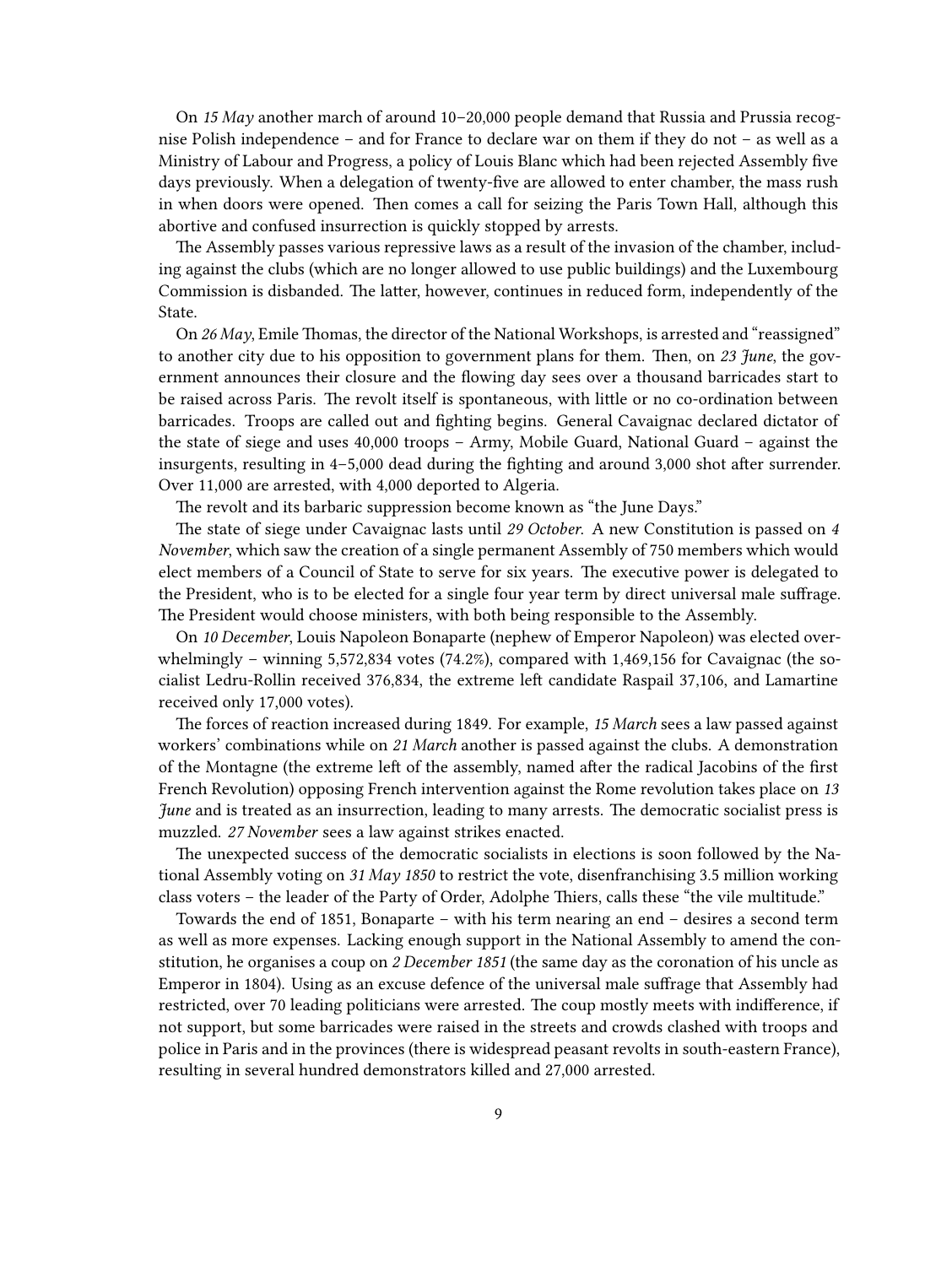On *15 May* another march of around 10–20,000 people demand that Russia and Prussia recognise Polish independence – and for France to declare war on them if they do not – as well as a Ministry of Labour and Progress, a policy of Louis Blanc which had been rejected Assembly five days previously. When a delegation of twenty-five are allowed to enter chamber, the mass rush in when doors were opened. Then comes a call for seizing the Paris Town Hall, although this abortive and confused insurrection is quickly stopped by arrests.

The Assembly passes various repressive laws as a result of the invasion of the chamber, including against the clubs (which are no longer allowed to use public buildings) and the Luxembourg Commission is disbanded. The latter, however, continues in reduced form, independently of the State.

On *26 May*, Emile Thomas, the director of the National Workshops, is arrested and "reassigned" to another city due to his opposition to government plans for them. Then, on *23 June*, the government announces their closure and the flowing day sees over a thousand barricades start to be raised across Paris. The revolt itself is spontaneous, with little or no co-ordination between barricades. Troops are called out and fighting begins. General Cavaignac declared dictator of the state of siege and uses 40,000 troops – Army, Mobile Guard, National Guard – against the insurgents, resulting in 4–5,000 dead during the fighting and around 3,000 shot after surrender. Over 11,000 are arrested, with 4,000 deported to Algeria.

The revolt and its barbaric suppression become known as "the June Days."

The state of siege under Cavaignac lasts until *29 October*. A new Constitution is passed on *4 November*, which saw the creation of a single permanent Assembly of 750 members which would elect members of a Council of State to serve for six years. The executive power is delegated to the President, who is to be elected for a single four year term by direct universal male suffrage. The President would choose ministers, with both being responsible to the Assembly.

On *10 December*, Louis Napoleon Bonaparte (nephew of Emperor Napoleon) was elected overwhelmingly – winning 5,572,834 votes (74.2%), compared with 1,469,156 for Cavaignac (the socialist Ledru-Rollin received 376,834, the extreme left candidate Raspail 37,106, and Lamartine received only 17,000 votes).

The forces of reaction increased during 1849. For example, *15 March* sees a law passed against workers' combinations while on *21 March* another is passed against the clubs. A demonstration of the Montagne (the extreme left of the assembly, named after the radical Jacobins of the first French Revolution) opposing French intervention against the Rome revolution takes place on *13 June* and is treated as an insurrection, leading to many arrests. The democratic socialist press is muzzled. *27 November* sees a law against strikes enacted.

The unexpected success of the democratic socialists in elections is soon followed by the National Assembly voting on *31 May 1850* to restrict the vote, disenfranchising 3.5 million working class voters – the leader of the Party of Order, Adolphe Thiers, calls these "the vile multitude."

Towards the end of 1851, Bonaparte – with his term nearing an end – desires a second term as well as more expenses. Lacking enough support in the National Assembly to amend the constitution, he organises a coup on *2 December 1851* (the same day as the coronation of his uncle as Emperor in 1804). Using as an excuse defence of the universal male suffrage that Assembly had restricted, over 70 leading politicians were arrested. The coup mostly meets with indifference, if not support, but some barricades were raised in the streets and crowds clashed with troops and police in Paris and in the provinces (there is widespread peasant revolts in south-eastern France), resulting in several hundred demonstrators killed and 27,000 arrested.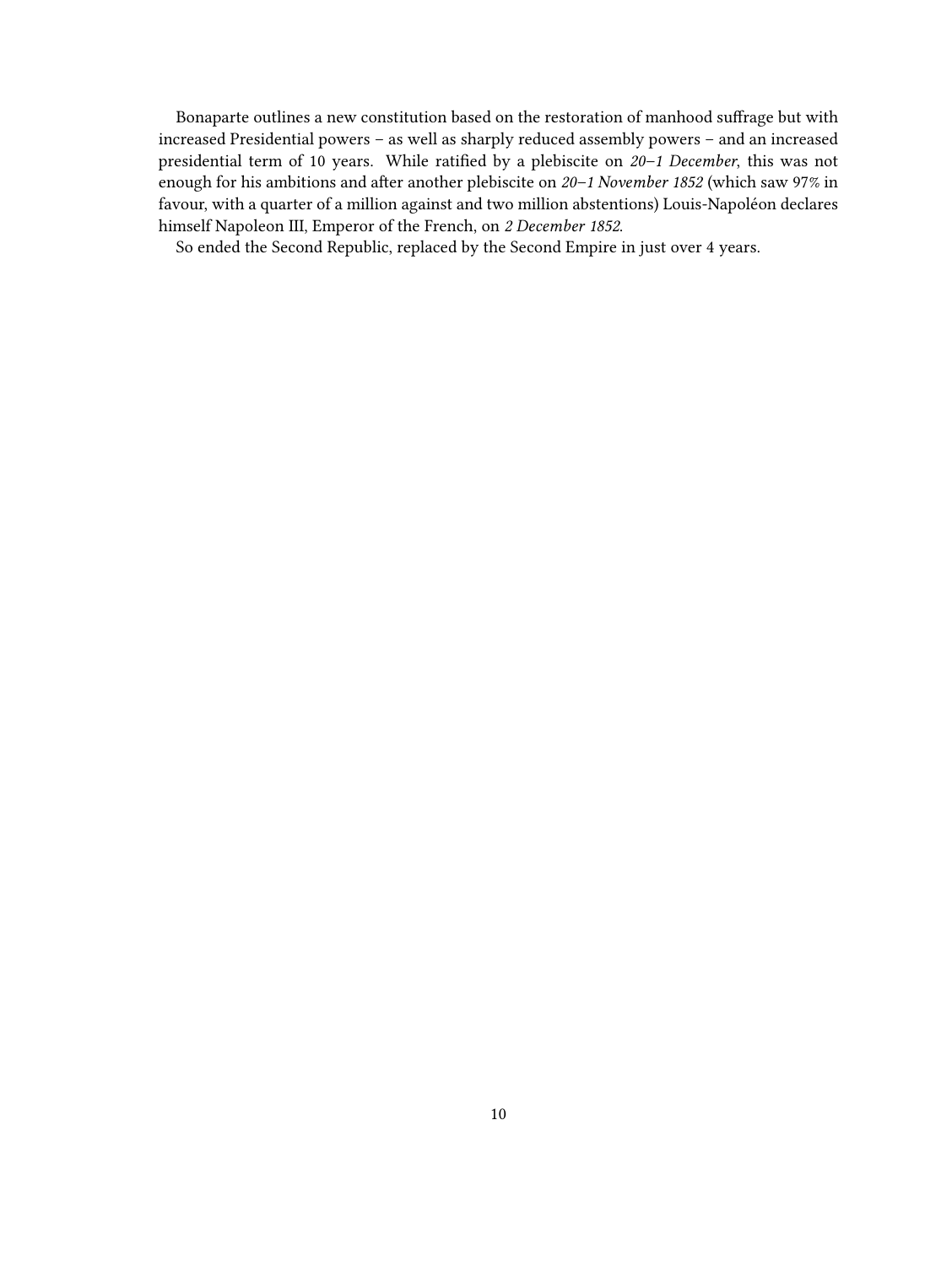Bonaparte outlines a new constitution based on the restoration of manhood suffrage but with increased Presidential powers – as well as sharply reduced assembly powers – and an increased presidential term of 10 years. While ratified by a plebiscite on *20–1 December*, this was not enough for his ambitions and after another plebiscite on *20–1 November 1852* (which saw 97% in favour, with a quarter of a million against and two million abstentions) Louis-Napoléon declares himself Napoleon III, Emperor of the French, on *2 December 1852*.

So ended the Second Republic, replaced by the Second Empire in just over 4 years.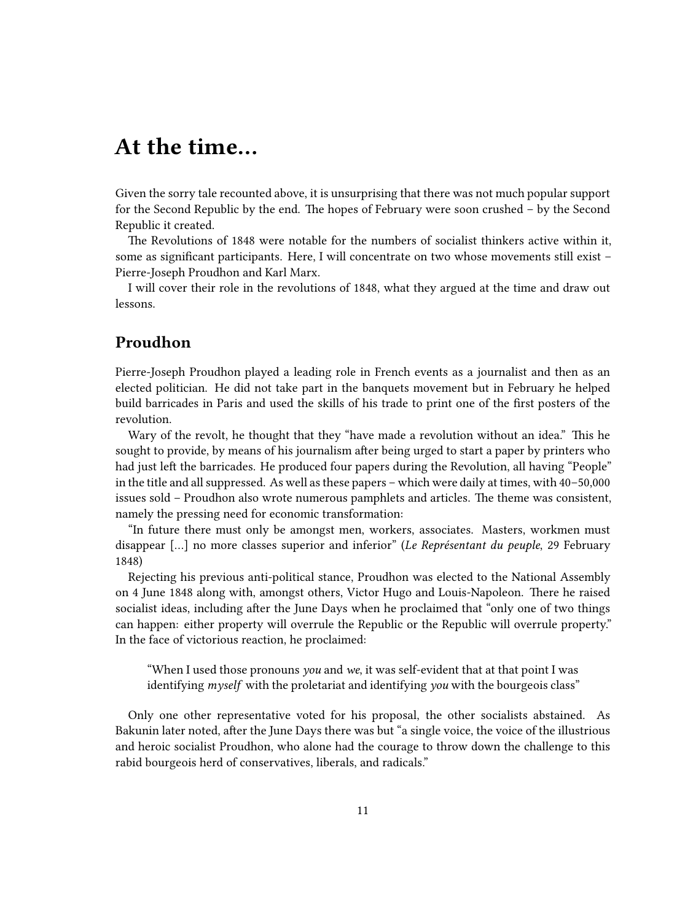# At the time…

Given the sorry tale recounted above, it is unsurprising that there was not much popular support for the Second Republic by the end. The hopes of February were soon crushed – by the Second Republic it created.

The Revolutions of 1848 were notable for the numbers of socialist thinkers active within it, some as significant participants. Here, I will concentrate on two whose movements still exist – Pierre-Joseph Proudhon and Karl Marx.

I will cover their role in the revolutions of 1848, what they argued at the time and draw out lessons.

## Proudhon

Pierre-Joseph Proudhon played a leading role in French events as a journalist and then as an elected politician. He did not take part in the banquets movement but in February he helped build barricades in Paris and used the skills of his trade to print one of the first posters of the revolution.

Wary of the revolt, he thought that they "have made a revolution without an idea." This he sought to provide, by means of his journalism after being urged to start a paper by printers who had just left the barricades. He produced four papers during the Revolution, all having "People" in the title and all suppressed. As well as these papers – which were daily at times, with 40–50,000 issues sold – Proudhon also wrote numerous pamphlets and articles. The theme was consistent, namely the pressing need for economic transformation:

"In future there must only be amongst men, workers, associates. Masters, workmen must disappear […] no more classes superior and inferior" (*Le Représentant du peuple*, 29 February 1848)

Rejecting his previous anti-political stance, Proudhon was elected to the National Assembly on 4 June 1848 along with, amongst others, Victor Hugo and Louis-Napoleon. There he raised socialist ideas, including after the June Days when he proclaimed that "only one of two things can happen: either property will overrule the Republic or the Republic will overrule property." In the face of victorious reaction, he proclaimed:

> "When I used those pronouns *you* and *we*, it was self-evident that at that point I was identifying *myself* with the proletariat and identifying *you* with the bourgeois class"

Only one other representative voted for his proposal, the other socialists abstained. As Bakunin later noted, after the June Days there was but "a single voice, the voice of the illustrious and heroic socialist Proudhon, who alone had the courage to throw down the challenge to this rabid bourgeois herd of conservatives, liberals, and radicals."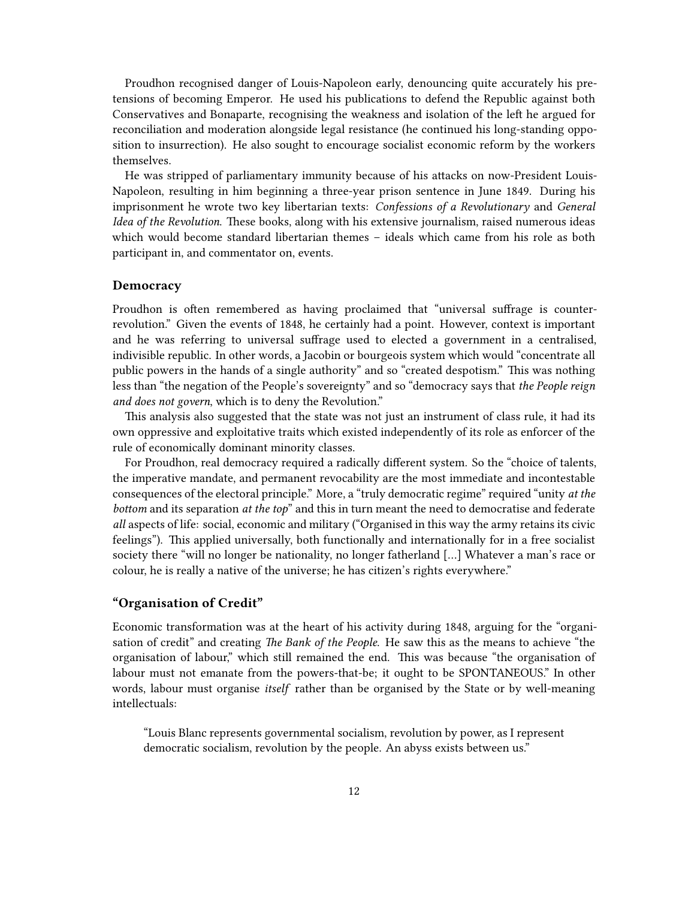Proudhon recognised danger of Louis-Napoleon early, denouncing quite accurately his pretensions of becoming Emperor. He used his publications to defend the Republic against both Conservatives and Bonaparte, recognising the weakness and isolation of the left he argued for reconciliation and moderation alongside legal resistance (he continued his long-standing opposition to insurrection). He also sought to encourage socialist economic reform by the workers themselves.

He was stripped of parliamentary immunity because of his attacks on now-President Louis-Napoleon, resulting in him beginning a three-year prison sentence in June 1849. During his imprisonment he wrote two key libertarian texts: *Confessions of a Revolutionary* and *General Idea of the Revolution*. These books, along with his extensive journalism, raised numerous ideas which would become standard libertarian themes – ideals which came from his role as both participant in, and commentator on, events.

### Democracy

Proudhon is often remembered as having proclaimed that "universal suffrage is counter-revolution." Given the events of 1848, he certainly had a point. However, context is important and he was referring to universal suffrage used to elected a government in a centralised, indivisible republic. In other words, a Jacobin or bourgeois system which would "concentrate all public powers in the hands of a single authority" and so "created despotism." This was nothing less than "the negation of the People's sovereignty" and so "democracy says that *the People reign and does not govern*, which is to deny the Revolution."

This analysis also suggested that the state was not just an instrument of class rule, it had its own oppressive and exploitative traits which existed independently of its role as enforcer of the rule of economically dominant minority classes.

For Proudhon, real democracy required a radically different system. So the "choice of talents, the imperative mandate, and permanent revocability are the most immediate and incontestable consequences of the electoral principle." More, a "truly democratic regime" required "unity *at the bottom* and its separation *at the top*" and this in turn meant the need to democratise and federate *all* aspects of life: social, economic and military ("Organised in this way the army retains its civic feelings"). This applied universally, both functionally and internationally for in a free socialist society there "will no longer be nationality, no longer fatherland […] Whatever a man's race or colour, he is really a native of the universe; he has citizen's rights everywhere."

### "Organisation of Credit"

Economic transformation was at the heart of his activity during 1848, arguing for the "organisation of credit" and creating *The Bank of the People*. He saw this as the means to achieve "the organisation of labour," which still remained the end. This was because "the organisation of labour must not emanate from the powers-that-be; it ought to be SPONTANEOUS." In other words, labour must organise *itself* rather than be organised by the State or by well-meaning intellectuals:

> "Louis Blanc represents governmental socialism, revolution by power, as I represent democratic socialism, revolution by the people. An abyss exists between us."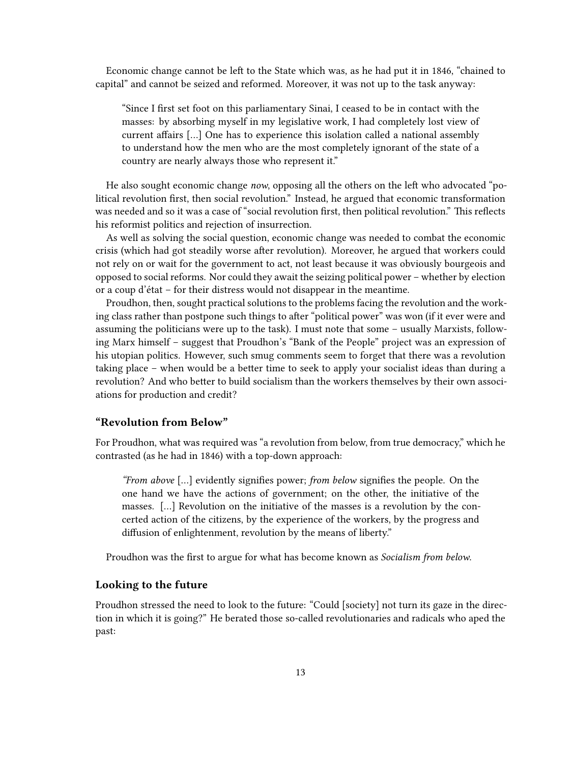Economic change cannot be left to the State which was, as he had put it in 1846, "chained to capital" and cannot be seized and reformed. Moreover, it was not up to the task anyway:

> "Since I first set foot on this parliamentary Sinai, I ceased to be in contact with the masses: by absorbing myself in my legislative work, I had completely lost view of current affairs […] One has to experience this isolation called a national assembly to understand how the men who are the most completely ignorant of the state of a country are nearly always those who represent it."

He also sought economic change *now*, opposing all the others on the left who advocated "political revolution first, then social revolution." Instead, he argued that economic transformation was needed and so it was a case of "social revolution first, then political revolution." This reflects his reformist politics and rejection of insurrection.

As well as solving the social question, economic change was needed to combat the economic crisis (which had got steadily worse after revolution). Moreover, he argued that workers could not rely on or wait for the government to act, not least because it was obviously bourgeois and opposed to social reforms. Nor could they await the seizing political power – whether by election or a coup d'état – for their distress would not disappear in the meantime.

Proudhon, then, sought practical solutions to the problems facing the revolution and the working class rather than postpone such things to after "political power" was won (if it ever were and assuming the politicians were up to the task). I must note that some – usually Marxists, following Marx himself – suggest that Proudhon's "Bank of the People" project was an expression of his utopian politics. However, such smug comments seem to forget that there was a revolution taking place – when would be a better time to seek to apply your socialist ideas than during a revolution? And who better to build socialism than the workers themselves by their own associations for production and credit?

### "Revolution from Below"

For Proudhon, what was required was "a revolution from below, from true democracy," which he contrasted (as he had in 1846) with a top-down approach:

> *"From above* […] evidently signifies power; *from below* signifies the people. On the one hand we have the actions of government; on the other, the initiative of the masses. […] Revolution on the initiative of the masses is a revolution by the concerted action of the citizens, by the experience of the workers, by the progress and diffusion of enlightenment, revolution by the means of liberty."

Proudhon was the first to argue for what has become known as *Socialism from below*.

### Looking to the future

Proudhon stressed the need to look to the future: "Could [society] not turn its gaze in the direction in which it is going?" He berated those so-called revolutionaries and radicals who aped the past: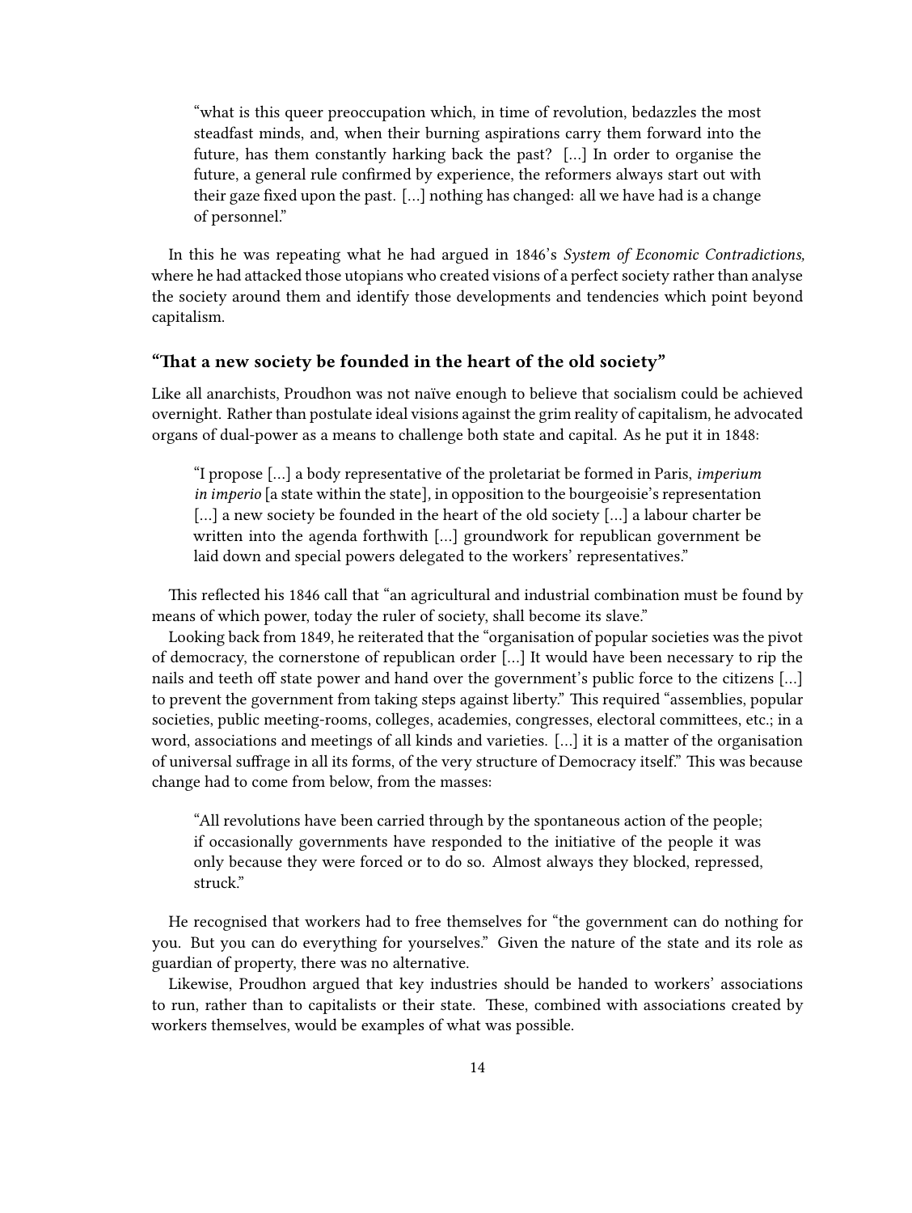> "what is this queer preoccupation which, in time of revolution, bedazzles the most steadfast minds, and, when their burning aspirations carry them forward into the future, has them constantly harking back the past? […] In order to organise the future, a general rule confirmed by experience, the reformers always start out with their gaze fixed upon the past. […] nothing has changed: all we have had is a change of personnel."

In this he was repeating what he had argued in 1846's *System of Economic Contradictions,* where he had attacked those utopians who created visions of a perfect society rather than analyse the society around them and identify those developments and tendencies which point beyond capitalism.

### "That a new society be founded in the heart of the old society"

Like all anarchists, Proudhon was not naïve enough to believe that socialism could be achieved overnight. Rather than postulate ideal visions against the grim reality of capitalism, he advocated organs of dual-power as a means to challenge both state and capital. As he put it in 1848:

> "I propose […] a body representative of the proletariat be formed in Paris, *imperium in imperio* [a state within the state], in opposition to the bourgeoisie's representation […] a new society be founded in the heart of the old society […] a labour charter be written into the agenda forthwith […] groundwork for republican government be laid down and special powers delegated to the workers' representatives."

This reflected his 1846 call that "an agricultural and industrial combination must be found by means of which power, today the ruler of society, shall become its slave."

Looking back from 1849, he reiterated that the "organisation of popular societies was the pivot of democracy, the cornerstone of republican order […] It would have been necessary to rip the nails and teeth off state power and hand over the government's public force to the citizens […] to prevent the government from taking steps against liberty." This required "assemblies, popular societies, public meeting-rooms, colleges, academies, congresses, electoral committees, etc.; in a word, associations and meetings of all kinds and varieties. […] it is a matter of the organisation of universal suffrage in all its forms, of the very structure of Democracy itself." This was because change had to come from below, from the masses:

> "All revolutions have been carried through by the spontaneous action of the people; if occasionally governments have responded to the initiative of the people it was only because they were forced or to do so. Almost always they blocked, repressed, struck."

He recognised that workers had to free themselves for "the government can do nothing for you. But you can do everything for yourselves." Given the nature of the state and its role as guardian of property, there was no alternative.

Likewise, Proudhon argued that key industries should be handed to workers' associations to run, rather than to capitalists or their state. These, combined with associations created by workers themselves, would be examples of what was possible.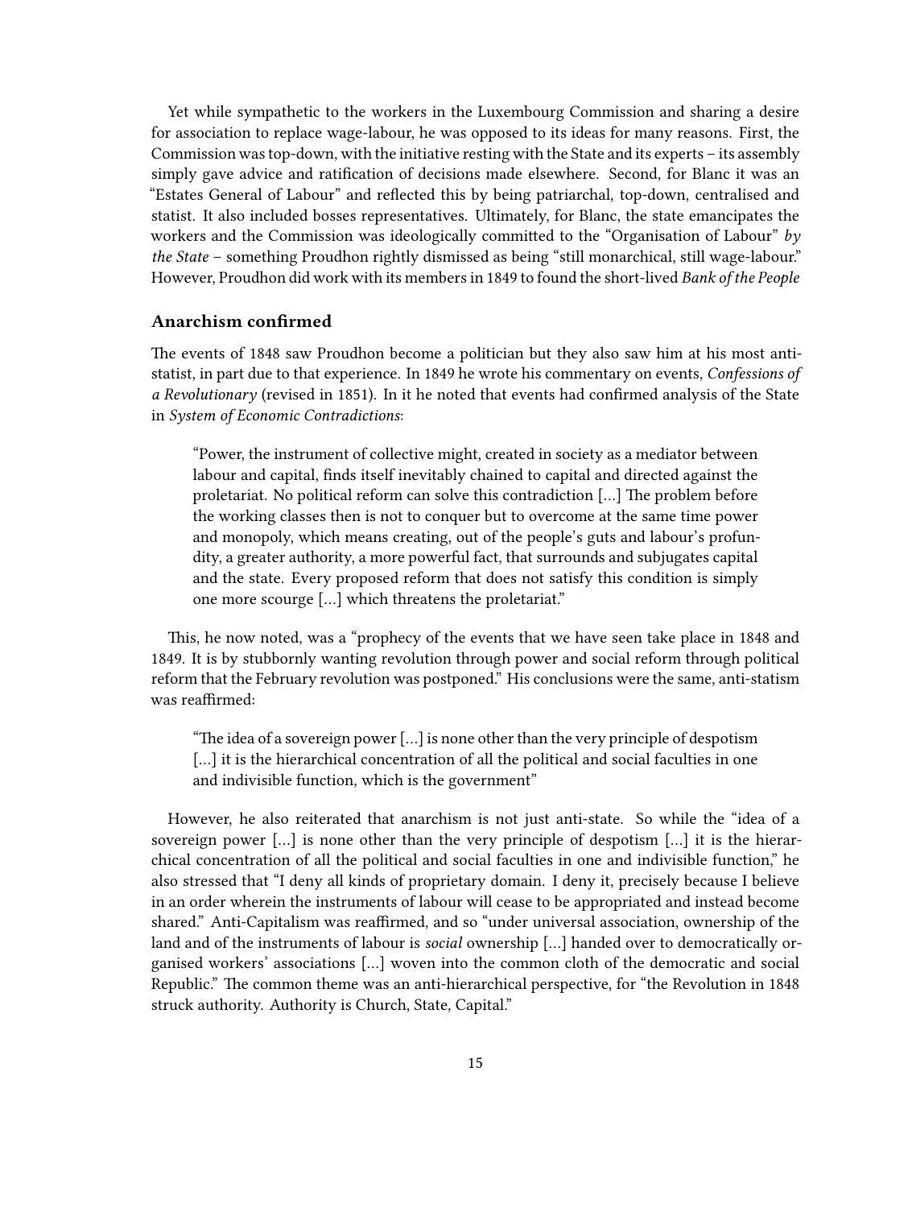Yet while sympathetic to the workers in the Luxembourg Commission and sharing a desire for association to replace wage-labour, he was opposed to its ideas for many reasons. First, the Commission was top-down, with the initiative resting with the State and its experts – its assembly simply gave advice and ratification of decisions made elsewhere. Second, for Blanc it was an "Estates General of Labour" and reflected this by being patriarchal, top-down, centralised and statist. It also included bosses representatives. Ultimately, for Blanc, the state emancipates the workers and the Commission was ideologically committed to the "Organisation of Labour" *by the State* – something Proudhon rightly dismissed as being "still monarchical, still wage-labour." However, Proudhon did work with its members in 1849 to found the short-lived *Bank of the People*

### Anarchism confirmed

The events of 1848 saw Proudhon become a politician but they also saw him at his most anti-statist, in part due to that experience. In 1849 he wrote his commentary on events, *Confessions of a Revolutionary* (revised in 1851). In it he noted that events had confirmed analysis of the State in *System of Economic Contradictions*:

> "Power, the instrument of collective might, created in society as a mediator between labour and capital, finds itself inevitably chained to capital and directed against the proletariat. No political reform can solve this contradiction […] The problem before the working classes then is not to conquer but to overcome at the same time power and monopoly, which means creating, out of the people's guts and labour's profundity, a greater authority, a more powerful fact, that surrounds and subjugates capital and the state. Every proposed reform that does not satisfy this condition is simply one more scourge […] which threatens the proletariat."

This, he now noted, was a "prophecy of the events that we have seen take place in 1848 and 1849. It is by stubbornly wanting revolution through power and social reform through political reform that the February revolution was postponed." His conclusions were the same, anti-statism was reaffirmed:

> "The idea of a sovereign power […] is none other than the very principle of despotism […] it is the hierarchical concentration of all the political and social faculties in one and indivisible function, which is the government"

However, he also reiterated that anarchism is not just anti-state. So while the "idea of a sovereign power […] is none other than the very principle of despotism […] it is the hierarchical concentration of all the political and social faculties in one and indivisible function," he also stressed that "I deny all kinds of proprietary domain. I deny it, precisely because I believe in an order wherein the instruments of labour will cease to be appropriated and instead become shared." Anti-Capitalism was reaffirmed, and so "under universal association, ownership of the land and of the instruments of labour is *social* ownership […] handed over to democratically organised workers' associations […] woven into the common cloth of the democratic and social Republic." The common theme was an anti-hierarchical perspective, for "the Revolution in 1848 struck authority. Authority is Church, State, Capital."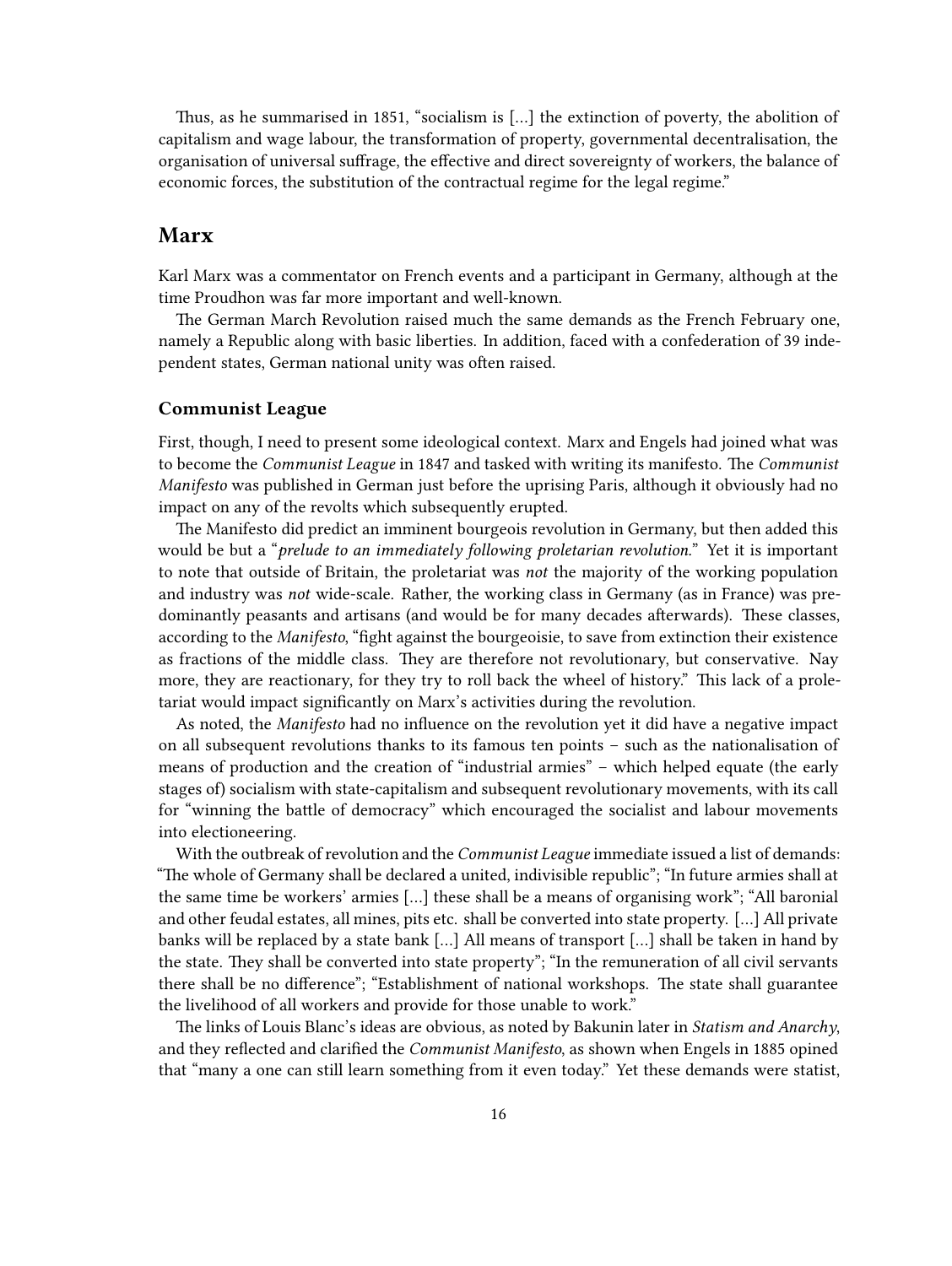Thus, as he summarised in 1851, "socialism is […] the extinction of poverty, the abolition of capitalism and wage labour, the transformation of property, governmental decentralisation, the organisation of universal suffrage, the effective and direct sovereignty of workers, the balance of economic forces, the substitution of the contractual regime for the legal regime."

## Marx

Karl Marx was a commentator on French events and a participant in Germany, although at the time Proudhon was far more important and well-known.

The German March Revolution raised much the same demands as the French February one, namely a Republic along with basic liberties. In addition, faced with a confederation of 39 independent states, German national unity was often raised.

### Communist League

First, though, I need to present some ideological context. Marx and Engels had joined what was to become the *Communist League* in 1847 and tasked with writing its manifesto. The *Communist Manifesto* was published in German just before the uprising Paris, although it obviously had no impact on any of the revolts which subsequently erupted.

The Manifesto did predict an imminent bourgeois revolution in Germany, but then added this would be but a "*prelude to an immediately following proletarian revolution.*" Yet it is important to note that outside of Britain, the proletariat was *not* the majority of the working population and industry was *not* wide-scale. Rather, the working class in Germany (as in France) was predominantly peasants and artisans (and would be for many decades afterwards). These classes, according to the *Manifesto*, "fight against the bourgeoisie, to save from extinction their existence as fractions of the middle class. They are therefore not revolutionary, but conservative. Nay more, they are reactionary, for they try to roll back the wheel of history." This lack of a proletariat would impact significantly on Marx's activities during the revolution.

As noted, the *Manifesto* had no influence on the revolution yet it did have a negative impact on all subsequent revolutions thanks to its famous ten points – such as the nationalisation of means of production and the creation of "industrial armies" – which helped equate (the early stages of) socialism with state-capitalism and subsequent revolutionary movements, with its call for "winning the battle of democracy" which encouraged the socialist and labour movements into electioneering.

With the outbreak of revolution and the *Communist League* immediate issued a list of demands: "The whole of Germany shall be declared a united, indivisible republic"; "In future armies shall at the same time be workers' armies […] these shall be a means of organising work"; "All baronial and other feudal estates, all mines, pits etc. shall be converted into state property. […] All private banks will be replaced by a state bank […] All means of transport […] shall be taken in hand by the state. They shall be converted into state property"; "In the remuneration of all civil servants there shall be no difference"; "Establishment of national workshops. The state shall guarantee the livelihood of all workers and provide for those unable to work."

The links of Louis Blanc's ideas are obvious, as noted by Bakunin later in *Statism and Anarchy*, and they reflected and clarified the *Communist Manifesto*, as shown when Engels in 1885 opined that "many a one can still learn something from it even today." Yet these demands were statist,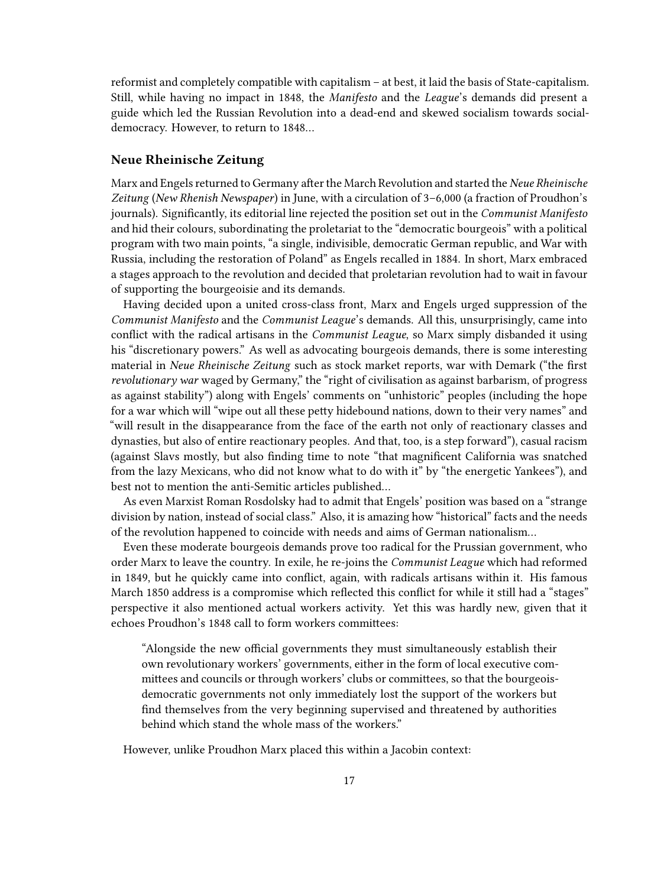reformist and completely compatible with capitalism – at best, it laid the basis of State-capitalism. Still, while having no impact in 1848, the *Manifesto* and the *League*'s demands did present a guide which led the Russian Revolution into a dead-end and skewed socialism towards social-democracy. However, to return to 1848…

### Neue Rheinische Zeitung

Marx and Engels returned to Germany after the March Revolution and started the *Neue Rheinische Zeitung* (*New Rhenish Newspaper*) in June, with a circulation of 3–6,000 (a fraction of Proudhon's journals). Significantly, its editorial line rejected the position set out in the *Communist Manifesto* and hid their colours, subordinating the proletariat to the "democratic bourgeois" with a political program with two main points, "a single, indivisible, democratic German republic, and War with Russia, including the restoration of Poland" as Engels recalled in 1884. In short, Marx embraced a stages approach to the revolution and decided that proletarian revolution had to wait in favour of supporting the bourgeoisie and its demands.

Having decided upon a united cross-class front, Marx and Engels urged suppression of the *Communist Manifesto* and the *Communist League*'s demands. All this, unsurprisingly, came into conflict with the radical artisans in the *Communist League*, so Marx simply disbanded it using his "discretionary powers." As well as advocating bourgeois demands, there is some interesting material in *Neue Rheinische Zeitung* such as stock market reports, war with Demark ("the first *revolutionary war* waged by Germany," the "right of civilisation as against barbarism, of progress as against stability") along with Engels' comments on "unhistoric" peoples (including the hope for a war which will "wipe out all these petty hidebound nations, down to their very names" and "will result in the disappearance from the face of the earth not only of reactionary classes and dynasties, but also of entire reactionary peoples. And that, too, is a step forward"), casual racism (against Slavs mostly, but also finding time to note "that magnificent California was snatched from the lazy Mexicans, who did not know what to do with it" by "the energetic Yankees"), and best not to mention the anti-Semitic articles published…

As even Marxist Roman Rosdolsky had to admit that Engels' position was based on a "strange division by nation, instead of social class." Also, it is amazing how "historical" facts and the needs of the revolution happened to coincide with needs and aims of German nationalism…

Even these moderate bourgeois demands prove too radical for the Prussian government, who order Marx to leave the country. In exile, he re-joins the *Communist League* which had reformed in 1849, but he quickly came into conflict, again, with radicals artisans within it. His famous March 1850 address is a compromise which reflected this conflict for while it still had a "stages" perspective it also mentioned actual workers activity. Yet this was hardly new, given that it echoes Proudhon's 1848 call to form workers committees:

> "Alongside the new official governments they must simultaneously establish their own revolutionary workers' governments, either in the form of local executive committees and councils or through workers' clubs or committees, so that the bourgeois-democratic governments not only immediately lost the support of the workers but find themselves from the very beginning supervised and threatened by authorities behind which stand the whole mass of the workers."

However, unlike Proudhon Marx placed this within a Jacobin context: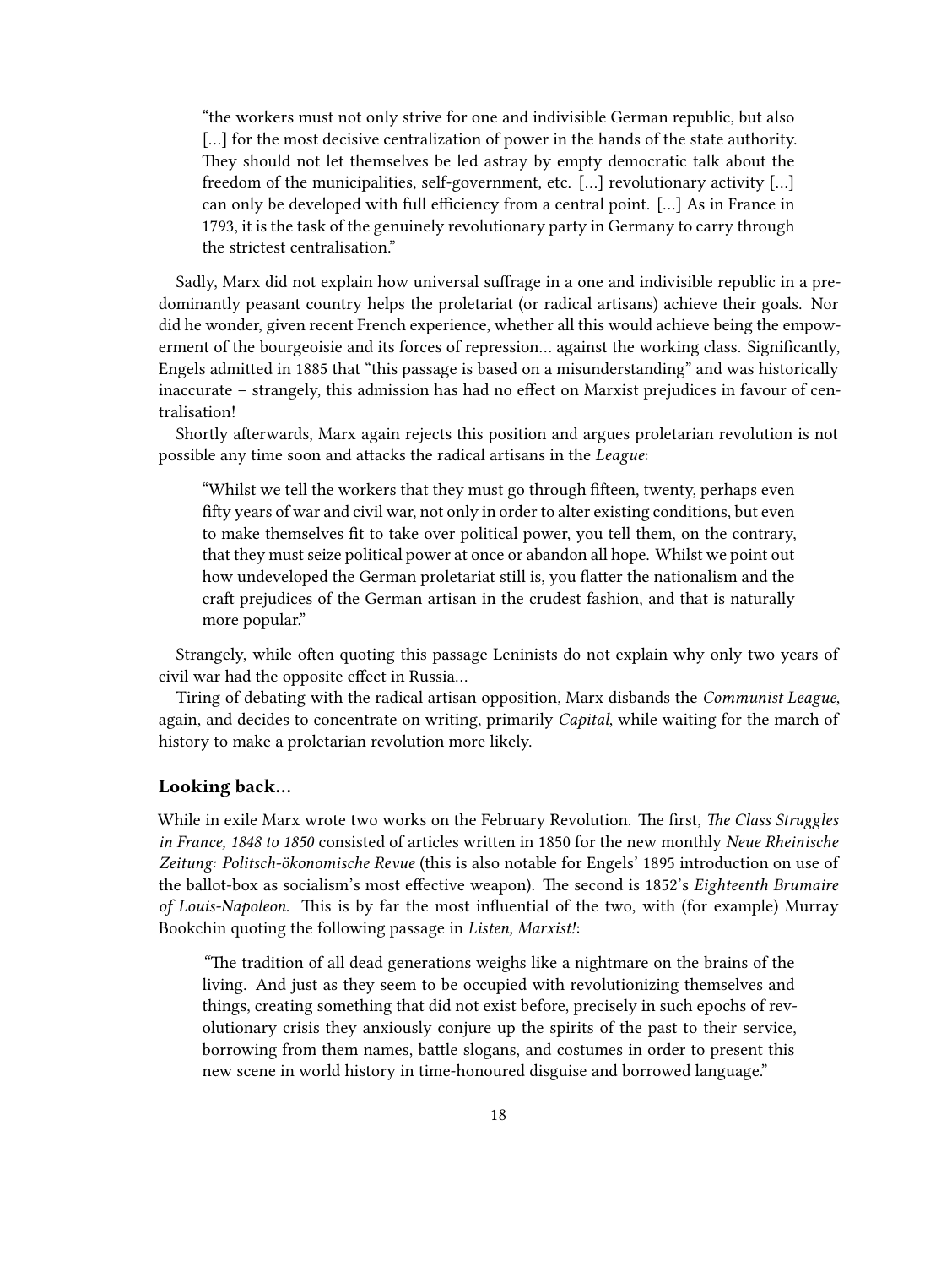> "the workers must not only strive for one and indivisible German republic, but also […] for the most decisive centralization of power in the hands of the state authority. They should not let themselves be led astray by empty democratic talk about the freedom of the municipalities, self-government, etc. […] revolutionary activity […] can only be developed with full efficiency from a central point. […] As in France in 1793, it is the task of the genuinely revolutionary party in Germany to carry through the strictest centralisation."

Sadly, Marx did not explain how universal suffrage in a one and indivisible republic in a predominantly peasant country helps the proletariat (or radical artisans) achieve their goals. Nor did he wonder, given recent French experience, whether all this would achieve being the empowerment of the bourgeoisie and its forces of repression… against the working class. Significantly, Engels admitted in 1885 that "this passage is based on a misunderstanding" and was historically inaccurate – strangely, this admission has had no effect on Marxist prejudices in favour of centralisation!

Shortly afterwards, Marx again rejects this position and argues proletarian revolution is not possible any time soon and attacks the radical artisans in the *League*:

> "Whilst we tell the workers that they must go through fifteen, twenty, perhaps even fifty years of war and civil war, not only in order to alter existing conditions, but even to make themselves fit to take over political power, you tell them, on the contrary, that they must seize political power at once or abandon all hope. Whilst we point out how undeveloped the German proletariat still is, you flatter the nationalism and the craft prejudices of the German artisan in the crudest fashion, and that is naturally more popular."

Strangely, while often quoting this passage Leninists do not explain why only two years of civil war had the opposite effect in Russia…

Tiring of debating with the radical artisan opposition, Marx disbands the *Communist League*, again, and decides to concentrate on writing, primarily *Capital*, while waiting for the march of history to make a proletarian revolution more likely.

### Looking back…

While in exile Marx wrote two works on the February Revolution. The first, *The Class Struggles in France, 1848 to 1850* consisted of articles written in 1850 for the new monthly *Neue Rheinische Zeitung: Politsch-ökonomische Revue* (this is also notable for Engels' 1895 introduction on use of the ballot-box as socialism's most effective weapon). The second is 1852's *Eighteenth Brumaire of Louis-Napoleon.* This is by far the most influential of the two, with (for example) Murray Bookchin quoting the following passage in *Listen, Marxist!*:

> "The tradition of all dead generations weighs like a nightmare on the brains of the living. And just as they seem to be occupied with revolutionizing themselves and things, creating something that did not exist before, precisely in such epochs of revolutionary crisis they anxiously conjure up the spirits of the past to their service, borrowing from them names, battle slogans, and costumes in order to present this new scene in world history in time-honoured disguise and borrowed language."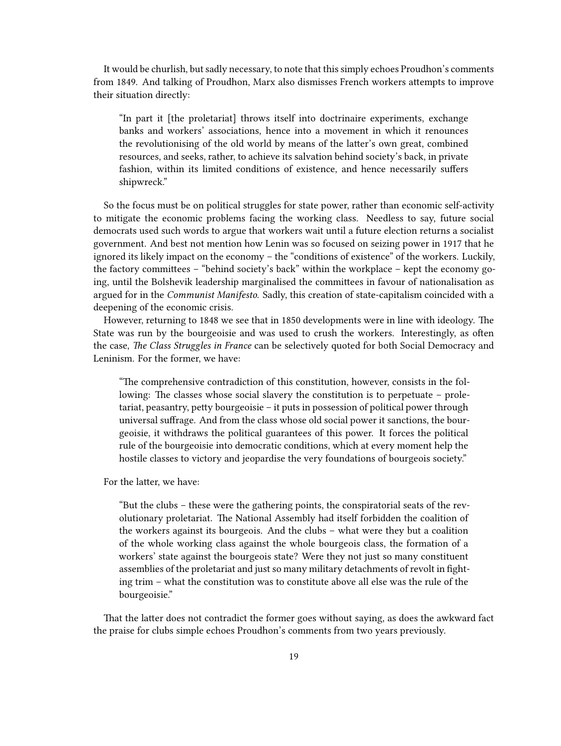It would be churlish, but sadly necessary, to note that this simply echoes Proudhon's comments from 1849. And talking of Proudhon, Marx also dismisses French workers attempts to improve their situation directly:

> "In part it [the proletariat] throws itself into doctrinaire experiments, exchange banks and workers' associations, hence into a movement in which it renounces the revolutionising of the old world by means of the latter's own great, combined resources, and seeks, rather, to achieve its salvation behind society's back, in private fashion, within its limited conditions of existence, and hence necessarily suffers shipwreck."

So the focus must be on political struggles for state power, rather than economic self-activity to mitigate the economic problems facing the working class. Needless to say, future social democrats used such words to argue that workers wait until a future election returns a socialist government. And best not mention how Lenin was so focused on seizing power in 1917 that he ignored its likely impact on the economy – the "conditions of existence" of the workers. Luckily, the factory committees – "behind society's back" within the workplace – kept the economy going, until the Bolshevik leadership marginalised the committees in favour of nationalisation as argued for in the *Communist Manifesto.* Sadly, this creation of state-capitalism coincided with a deepening of the economic crisis.

However, returning to 1848 we see that in 1850 developments were in line with ideology. The State was run by the bourgeoisie and was used to crush the workers. Interestingly, as often the case, *The Class Struggles in France* can be selectively quoted for both Social Democracy and Leninism. For the former, we have:

> "The comprehensive contradiction of this constitution, however, consists in the following: The classes whose social slavery the constitution is to perpetuate – proletariat, peasantry, petty bourgeoisie – it puts in possession of political power through universal suffrage. And from the class whose old social power it sanctions, the bourgeoisie, it withdraws the political guarantees of this power. It forces the political rule of the bourgeoisie into democratic conditions, which at every moment help the hostile classes to victory and jeopardise the very foundations of bourgeois society."

For the latter, we have:

> "But the clubs – these were the gathering points, the conspiratorial seats of the revolutionary proletariat. The National Assembly had itself forbidden the coalition of the workers against its bourgeois. And the clubs – what were they but a coalition of the whole working class against the whole bourgeois class, the formation of a workers' state against the bourgeois state? Were they not just so many constituent assemblies of the proletariat and just so many military detachments of revolt in fighting trim – what the constitution was to constitute above all else was the rule of the bourgeoisie."

That the latter does not contradict the former goes without saying, as does the awkward fact the praise for clubs simple echoes Proudhon's comments from two years previously.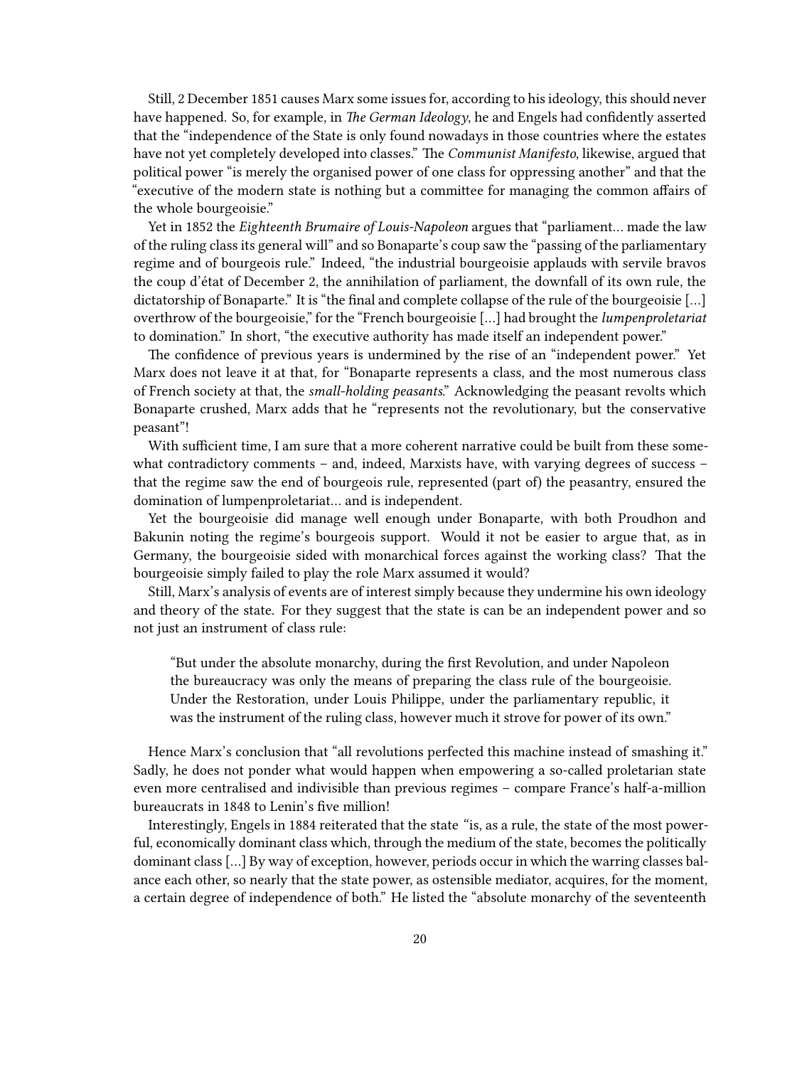Still, 2 December 1851 causes Marx some issues for, according to his ideology, this should never have happened. So, for example, in *The German Ideology*, he and Engels had confidently asserted that the "independence of the State is only found nowadays in those countries where the estates have not yet completely developed into classes." The *Communist Manifesto*, likewise, argued that political power "is merely the organised power of one class for oppressing another" and that the "executive of the modern state is nothing but a committee for managing the common affairs of the whole bourgeoisie."

Yet in 1852 the *Eighteenth Brumaire of Louis-Napoleon* argues that "parliament… made the law of the ruling class its general will" and so Bonaparte's coup saw the "passing of the parliamentary regime and of bourgeois rule." Indeed, "the industrial bourgeoisie applauds with servile bravos the coup d'état of December 2, the annihilation of parliament, the downfall of its own rule, the dictatorship of Bonaparte." It is "the final and complete collapse of the rule of the bourgeoisie […] overthrow of the bourgeoisie," for the "French bourgeoisie […] had brought the *lumpenproletariat* to domination." In short, "the executive authority has made itself an independent power."

The confidence of previous years is undermined by the rise of an "independent power." Yet Marx does not leave it at that, for "Bonaparte represents a class, and the most numerous class of French society at that, the *small-holding peasants*." Acknowledging the peasant revolts which Bonaparte crushed, Marx adds that he "represents not the revolutionary, but the conservative peasant"!

With sufficient time, I am sure that a more coherent narrative could be built from these somewhat contradictory comments – and, indeed, Marxists have, with varying degrees of success – that the regime saw the end of bourgeois rule, represented (part of) the peasantry, ensured the domination of lumpenproletariat… and is independent.

Yet the bourgeoisie did manage well enough under Bonaparte, with both Proudhon and Bakunin noting the regime's bourgeois support. Would it not be easier to argue that, as in Germany, the bourgeoisie sided with monarchical forces against the working class? That the bourgeoisie simply failed to play the role Marx assumed it would?

Still, Marx's analysis of events are of interest simply because they undermine his own ideology and theory of the state. For they suggest that the state is can be an independent power and so not just an instrument of class rule:

> "But under the absolute monarchy, during the first Revolution, and under Napoleon the bureaucracy was only the means of preparing the class rule of the bourgeoisie. Under the Restoration, under Louis Philippe, under the parliamentary republic, it was the instrument of the ruling class, however much it strove for power of its own."

Hence Marx's conclusion that "all revolutions perfected this machine instead of smashing it." Sadly, he does not ponder what would happen when empowering a so-called proletarian state even more centralised and indivisible than previous regimes – compare France's half-a-million bureaucrats in 1848 to Lenin's five million!

Interestingly, Engels in 1884 reiterated that the state "is, as a rule, the state of the most powerful, economically dominant class which, through the medium of the state, becomes the politically dominant class […] By way of exception, however, periods occur in which the warring classes balance each other, so nearly that the state power, as ostensible mediator, acquires, for the moment, a certain degree of independence of both." He listed the "absolute monarchy of the seventeenth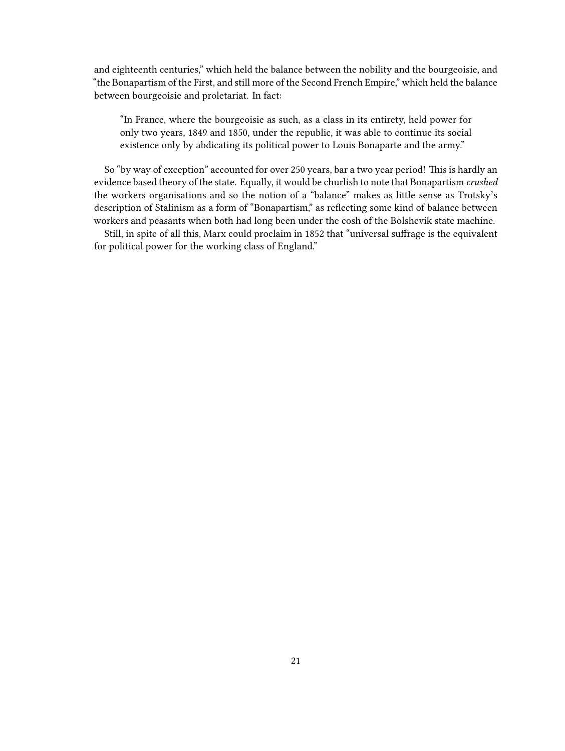and eighteenth centuries," which held the balance between the nobility and the bourgeoisie, and "the Bonapartism of the First, and still more of the Second French Empire," which held the balance between bourgeoisie and proletariat. In fact:

> "In France, where the bourgeoisie as such, as a class in its entirety, held power for only two years, 1849 and 1850, under the republic, it was able to continue its social existence only by abdicating its political power to Louis Bonaparte and the army."

So "by way of exception" accounted for over 250 years, bar a two year period! This is hardly an evidence based theory of the state. Equally, it would be churlish to note that Bonapartism *crushed* the workers organisations and so the notion of a "balance" makes as little sense as Trotsky's description of Stalinism as a form of "Bonapartism," as reflecting some kind of balance between workers and peasants when both had long been under the cosh of the Bolshevik state machine.

Still, in spite of all this, Marx could proclaim in 1852 that "universal suffrage is the equivalent for political power for the working class of England."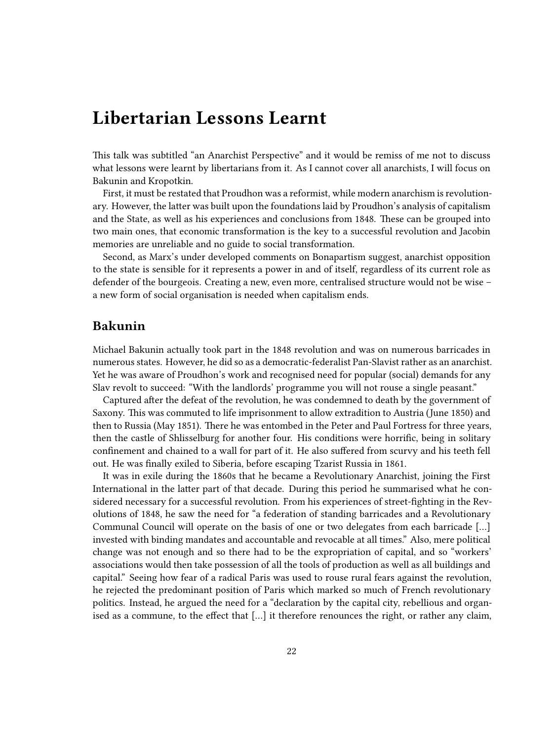# Libertarian Lessons Learnt

This talk was subtitled "an Anarchist Perspective" and it would be remiss of me not to discuss what lessons were learnt by libertarians from it. As I cannot cover all anarchists, I will focus on Bakunin and Kropotkin.

First, it must be restated that Proudhon was a reformist, while modern anarchism is revolutionary. However, the latter was built upon the foundations laid by Proudhon's analysis of capitalism and the State, as well as his experiences and conclusions from 1848. These can be grouped into two main ones, that economic transformation is the key to a successful revolution and Jacobin memories are unreliable and no guide to social transformation.

Second, as Marx's under developed comments on Bonapartism suggest, anarchist opposition to the state is sensible for it represents a power in and of itself, regardless of its current role as defender of the bourgeois. Creating a new, even more, centralised structure would not be wise – a new form of social organisation is needed when capitalism ends.

## Bakunin

Michael Bakunin actually took part in the 1848 revolution and was on numerous barricades in numerous states. However, he did so as a democratic-federalist Pan-Slavist rather as an anarchist. Yet he was aware of Proudhon's work and recognised need for popular (social) demands for any Slav revolt to succeed: "With the landlords' programme you will not rouse a single peasant."

Captured after the defeat of the revolution, he was condemned to death by the government of Saxony. This was commuted to life imprisonment to allow extradition to Austria (June 1850) and then to Russia (May 1851). There he was entombed in the Peter and Paul Fortress for three years, then the castle of Shlisselburg for another four. His conditions were horrific, being in solitary confinement and chained to a wall for part of it. He also suffered from scurvy and his teeth fell out. He was finally exiled to Siberia, before escaping Tzarist Russia in 1861.

It was in exile during the 1860s that he became a Revolutionary Anarchist, joining the First International in the latter part of that decade. During this period he summarised what he considered necessary for a successful revolution. From his experiences of street-fighting in the Revolutions of 1848, he saw the need for "a federation of standing barricades and a Revolutionary Communal Council will operate on the basis of one or two delegates from each barricade […] invested with binding mandates and accountable and revocable at all times." Also, mere political change was not enough and so there had to be the expropriation of capital, and so "workers' associations would then take possession of all the tools of production as well as all buildings and capital." Seeing how fear of a radical Paris was used to rouse rural fears against the revolution, he rejected the predominant position of Paris which marked so much of French revolutionary politics. Instead, he argued the need for a "declaration by the capital city, rebellious and organised as a commune, to the effect that […] it therefore renounces the right, or rather any claim,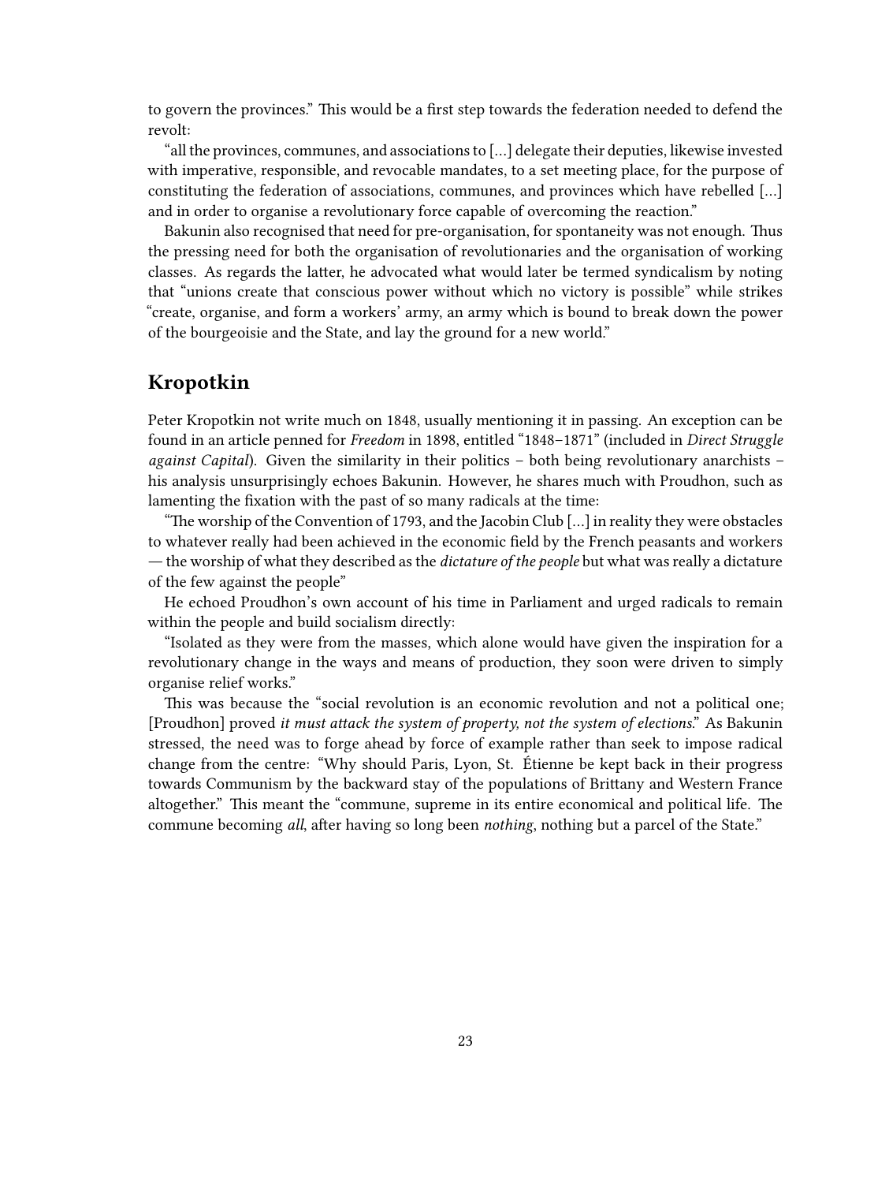to govern the provinces." This would be a first step towards the federation needed to defend the revolt:

"all the provinces, communes, and associations to […] delegate their deputies, likewise invested with imperative, responsible, and revocable mandates, to a set meeting place, for the purpose of constituting the federation of associations, communes, and provinces which have rebelled […] and in order to organise a revolutionary force capable of overcoming the reaction."

Bakunin also recognised that need for pre-organisation, for spontaneity was not enough. Thus the pressing need for both the organisation of revolutionaries and the organisation of working classes. As regards the latter, he advocated what would later be termed syndicalism by noting that "unions create that conscious power without which no victory is possible" while strikes "create, organise, and form a workers' army, an army which is bound to break down the power of the bourgeoisie and the State, and lay the ground for a new world."

## Kropotkin

Peter Kropotkin not write much on 1848, usually mentioning it in passing. An exception can be found in an article penned for *Freedom* in 1898, entitled "1848–1871" (included in *Direct Struggle against Capital*). Given the similarity in their politics – both being revolutionary anarchists – his analysis unsurprisingly echoes Bakunin. However, he shares much with Proudhon, such as lamenting the fixation with the past of so many radicals at the time:

"The worship of the Convention of 1793, and the Jacobin Club […] in reality they were obstacles to whatever really had been achieved in the economic field by the French peasants and workers — the worship of what they described as the *dictature of the people* but what was really a dictature of the few against the people"

He echoed Proudhon's own account of his time in Parliament and urged radicals to remain within the people and build socialism directly:

"Isolated as they were from the masses, which alone would have given the inspiration for a revolutionary change in the ways and means of production, they soon were driven to simply organise relief works."

This was because the "social revolution is an economic revolution and not a political one; [Proudhon] proved *it must attack the system of property, not the system of elections*." As Bakunin stressed, the need was to forge ahead by force of example rather than seek to impose radical change from the centre: "Why should Paris, Lyon, St. Étienne be kept back in their progress towards Communism by the backward stay of the populations of Brittany and Western France altogether." This meant the "commune, supreme in its entire economical and political life. The commune becoming *all*, after having so long been *nothing*, nothing but a parcel of the State."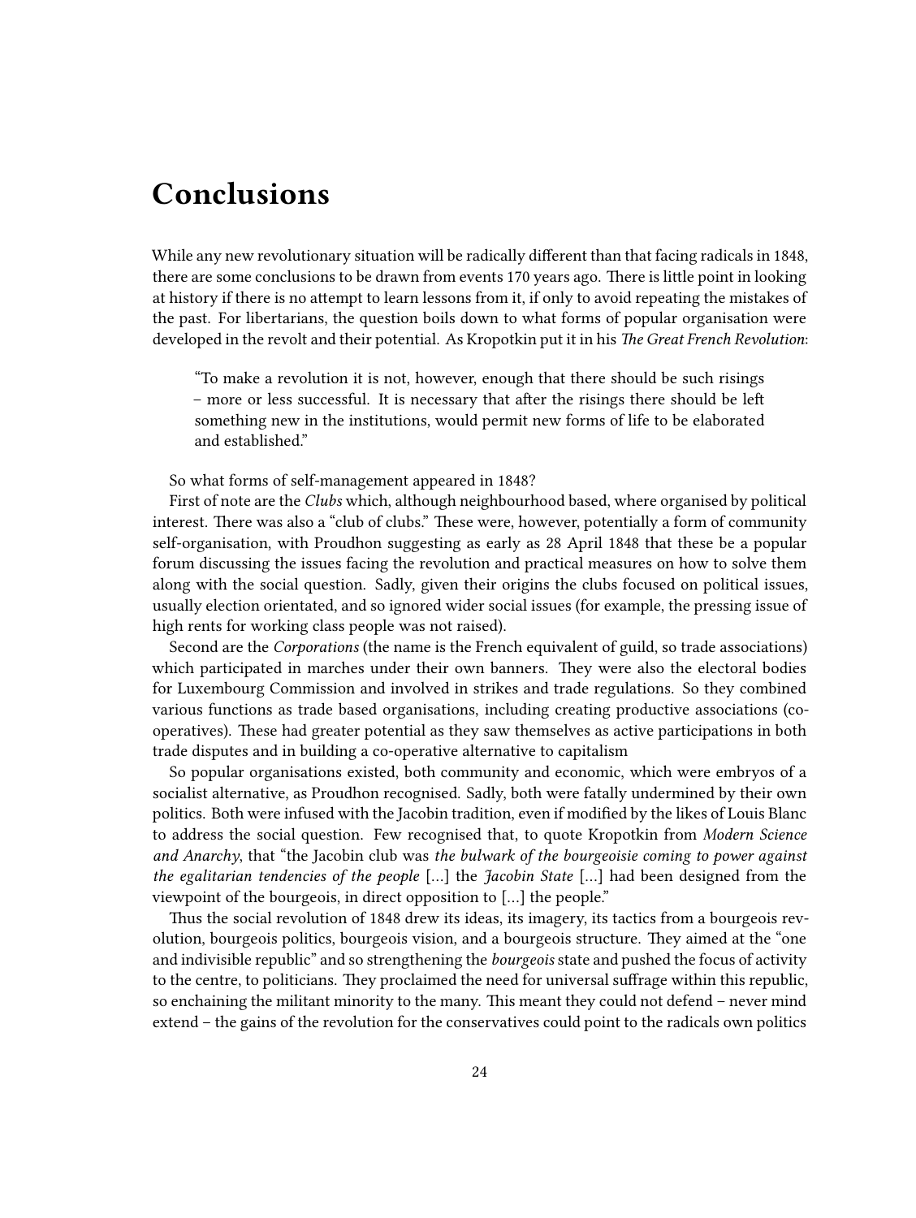# Conclusions

While any new revolutionary situation will be radically different than that facing radicals in 1848, there are some conclusions to be drawn from events 170 years ago. There is little point in looking at history if there is no attempt to learn lessons from it, if only to avoid repeating the mistakes of the past. For libertarians, the question boils down to what forms of popular organisation were developed in the revolt and their potential. As Kropotkin put it in his *The Great French Revolution*:

> "To make a revolution it is not, however, enough that there should be such risings – more or less successful. It is necessary that after the risings there should be left something new in the institutions, would permit new forms of life to be elaborated and established."

So what forms of self-management appeared in 1848?

First of note are the *Clubs* which, although neighbourhood based, where organised by political interest. There was also a "club of clubs." These were, however, potentially a form of community self-organisation, with Proudhon suggesting as early as 28 April 1848 that these be a popular forum discussing the issues facing the revolution and practical measures on how to solve them along with the social question. Sadly, given their origins the clubs focused on political issues, usually election orientated, and so ignored wider social issues (for example, the pressing issue of high rents for working class people was not raised).

Second are the *Corporations* (the name is the French equivalent of guild, so trade associations) which participated in marches under their own banners. They were also the electoral bodies for Luxembourg Commission and involved in strikes and trade regulations. So they combined various functions as trade based organisations, including creating productive associations (co-operatives). These had greater potential as they saw themselves as active participations in both trade disputes and in building a co-operative alternative to capitalism

So popular organisations existed, both community and economic, which were embryos of a socialist alternative, as Proudhon recognised. Sadly, both were fatally undermined by their own politics. Both were infused with the Jacobin tradition, even if modified by the likes of Louis Blanc to address the social question. Few recognised that, to quote Kropotkin from *Modern Science and Anarchy*, that "the Jacobin club was *the bulwark of the bourgeoisie coming to power against the egalitarian tendencies of the people* […] the *Jacobin State* […] had been designed from the viewpoint of the bourgeois, in direct opposition to […] the people."

Thus the social revolution of 1848 drew its ideas, its imagery, its tactics from a bourgeois revolution, bourgeois politics, bourgeois vision, and a bourgeois structure. They aimed at the "one and indivisible republic" and so strengthening the *bourgeois* state and pushed the focus of activity to the centre, to politicians. They proclaimed the need for universal suffrage within this republic, so enchaining the militant minority to the many. This meant they could not defend – never mind extend – the gains of the revolution for the conservatives could point to the radicals own politics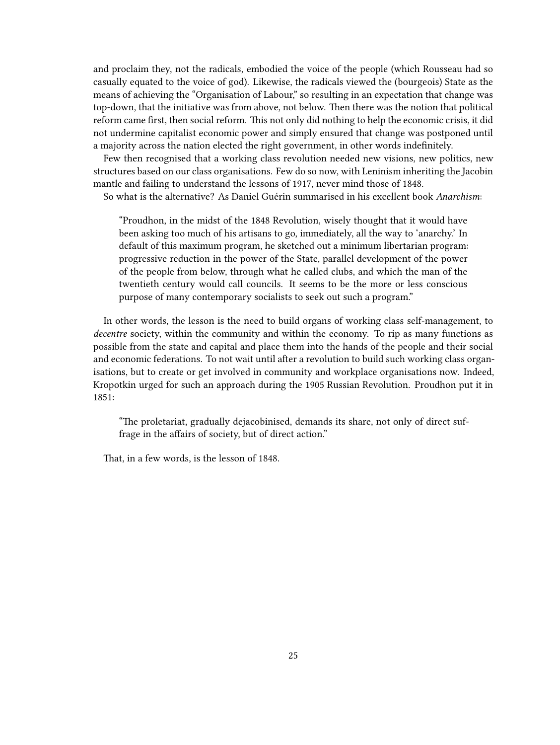and proclaim they, not the radicals, embodied the voice of the people (which Rousseau had so casually equated to the voice of god). Likewise, the radicals viewed the (bourgeois) State as the means of achieving the "Organisation of Labour," so resulting in an expectation that change was top-down, that the initiative was from above, not below. Then there was the notion that political reform came first, then social reform. This not only did nothing to help the economic crisis, it did not undermine capitalist economic power and simply ensured that change was postponed until a majority across the nation elected the right government, in other words indefinitely.

Few then recognised that a working class revolution needed new visions, new politics, new structures based on our class organisations. Few do so now, with Leninism inheriting the Jacobin mantle and failing to understand the lessons of 1917, never mind those of 1848.

So what is the alternative? As Daniel Guérin summarised in his excellent book *Anarchism*:

> "Proudhon, in the midst of the 1848 Revolution, wisely thought that it would have been asking too much of his artisans to go, immediately, all the way to 'anarchy.' In default of this maximum program, he sketched out a minimum libertarian program: progressive reduction in the power of the State, parallel development of the power of the people from below, through what he called clubs, and which the man of the twentieth century would call councils. It seems to be the more or less conscious purpose of many contemporary socialists to seek out such a program."

In other words, the lesson is the need to build organs of working class self-management, to *decentre* society, within the community and within the economy. To rip as many functions as possible from the state and capital and place them into the hands of the people and their social and economic federations. To not wait until after a revolution to build such working class organisations, but to create or get involved in community and workplace organisations now. Indeed, Kropotkin urged for such an approach during the 1905 Russian Revolution. Proudhon put it in 1851:

> "The proletariat, gradually dejacobinised, demands its share, not only of direct suffrage in the affairs of society, but of direct action."

That, in a few words, is the lesson of 1848.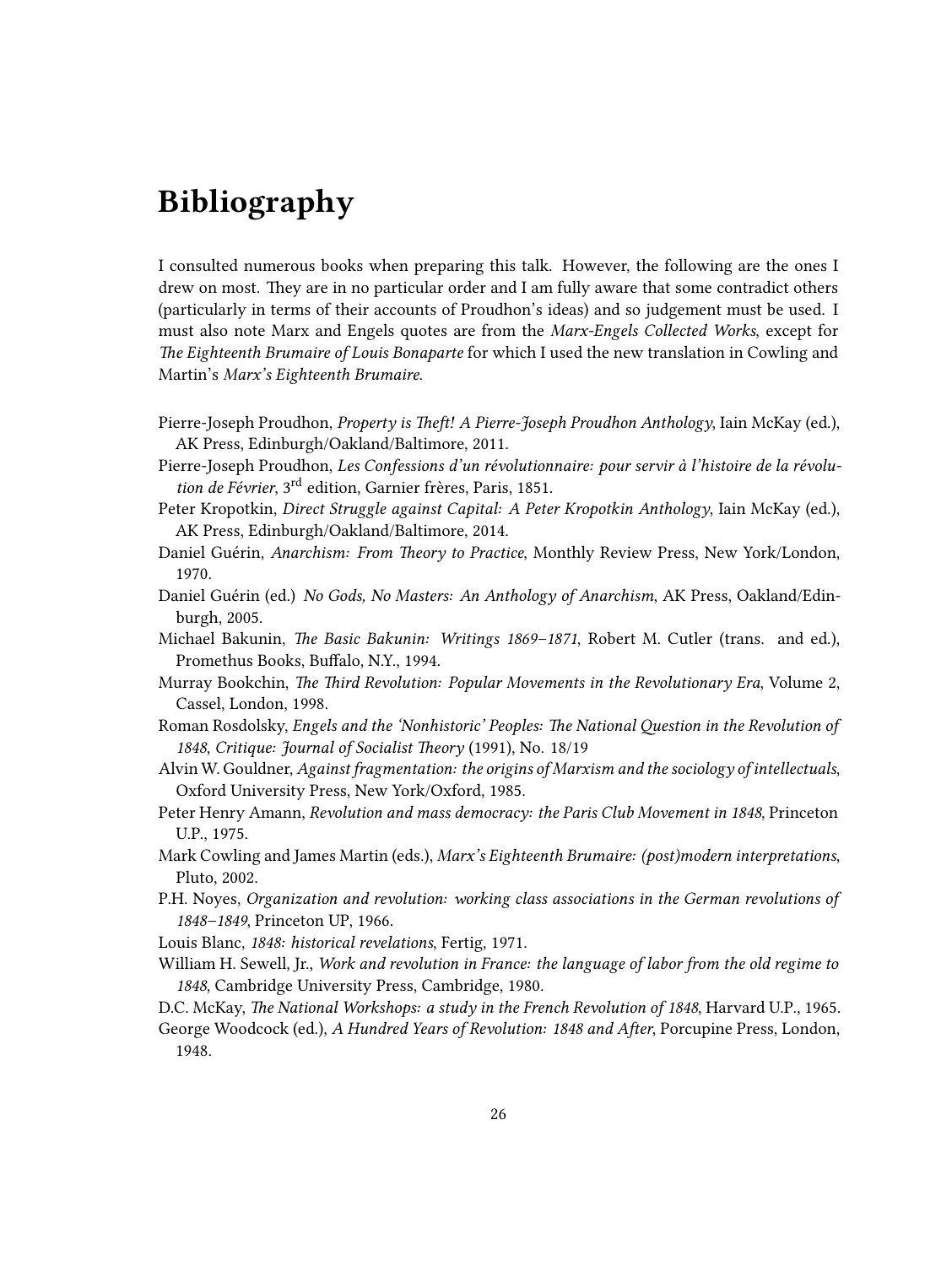# Bibliography

I consulted numerous books when preparing this talk. However, the following are the ones I drew on most. They are in no particular order and I am fully aware that some contradict others (particularly in terms of their accounts of Proudhon's ideas) and so judgement must be used. I must also note Marx and Engels quotes are from the *Marx-Engels Collected Works*, except for *The Eighteenth Brumaire of Louis Bonaparte* for which I used the new translation in Cowling and Martin's *Marx's Eighteenth Brumaire*.

Pierre-Joseph Proudhon, *Property is Theft! A Pierre-Joseph Proudhon Anthology*, Iain McKay (ed.), AK Press, Edinburgh/Oakland/Baltimore, 2011.

Pierre-Joseph Proudhon, *Les Confessions d'un révolutionnaire: pour servir à l'histoire de la révolution de Février*, 3rd edition, Garnier frères, Paris, 1851.

Peter Kropotkin, *Direct Struggle against Capital: A Peter Kropotkin Anthology*, Iain McKay (ed.), AK Press, Edinburgh/Oakland/Baltimore, 2014.

Daniel Guérin, *Anarchism: From Theory to Practice*, Monthly Review Press, New York/London, 1970.

Daniel Guérin (ed.) *No Gods, No Masters: An Anthology of Anarchism*, AK Press, Oakland/Edinburgh, 2005.

Michael Bakunin, *The Basic Bakunin: Writings 1869–1871*, Robert M. Cutler (trans. and ed.), Promethus Books, Buffalo, N.Y., 1994.

Murray Bookchin, *The Third Revolution: Popular Movements in the Revolutionary Era*, Volume 2, Cassel, London, 1998.

Roman Rosdolsky, *Engels and the 'Nonhistoric' Peoples: The National Question in the Revolution of 1848*, *Critique: Journal of Socialist Theory* (1991), No. 18/19

Alvin W. Gouldner, *Against fragmentation: the origins of Marxism and the sociology of intellectuals*, Oxford University Press, New York/Oxford, 1985.

Peter Henry Amann, *Revolution and mass democracy: the Paris Club Movement in 1848*, Princeton U.P., 1975.

Mark Cowling and James Martin (eds.), *Marx's Eighteenth Brumaire: (post)modern interpretations*, Pluto, 2002.

P.H. Noyes, *Organization and revolution: working class associations in the German revolutions of 1848–1849*, Princeton UP, 1966.

Louis Blanc, *1848: historical revelations*, Fertig, 1971.

William H. Sewell, Jr., *Work and revolution in France: the language of labor from the old regime to 1848*, Cambridge University Press, Cambridge, 1980.

D.C. McKay, *The National Workshops: a study in the French Revolution of 1848*, Harvard U.P., 1965.

George Woodcock (ed.), *A Hundred Years of Revolution: 1848 and After*, Porcupine Press, London, 1948.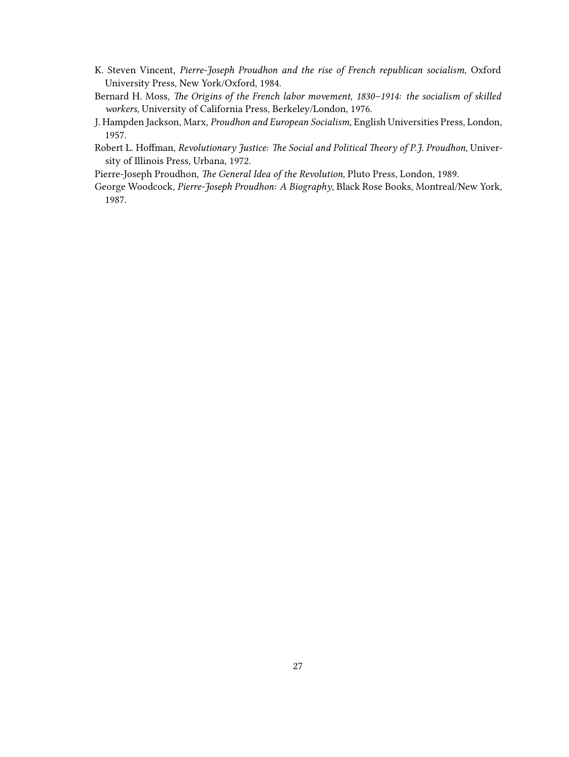K. Steven Vincent, *Pierre-Joseph Proudhon and the rise of French republican socialism*, Oxford University Press, New York/Oxford, 1984.

Bernard H. Moss, *The Origins of the French labor movement, 1830–1914: the socialism of skilled workers*, University of California Press, Berkeley/London, 1976.

J. Hampden Jackson, Marx, *Proudhon and European Socialism*, English Universities Press, London, 1957.

Robert L. Hoffman, *Revolutionary Justice: The Social and Political Theory of P.J. Proudhon*, University of Illinois Press, Urbana, 1972.

Pierre-Joseph Proudhon, *The General Idea of the Revolution*, Pluto Press, London, 1989.

George Woodcock, *Pierre-Joseph Proudhon: A Biography*, Black Rose Books, Montreal/New York, 1987.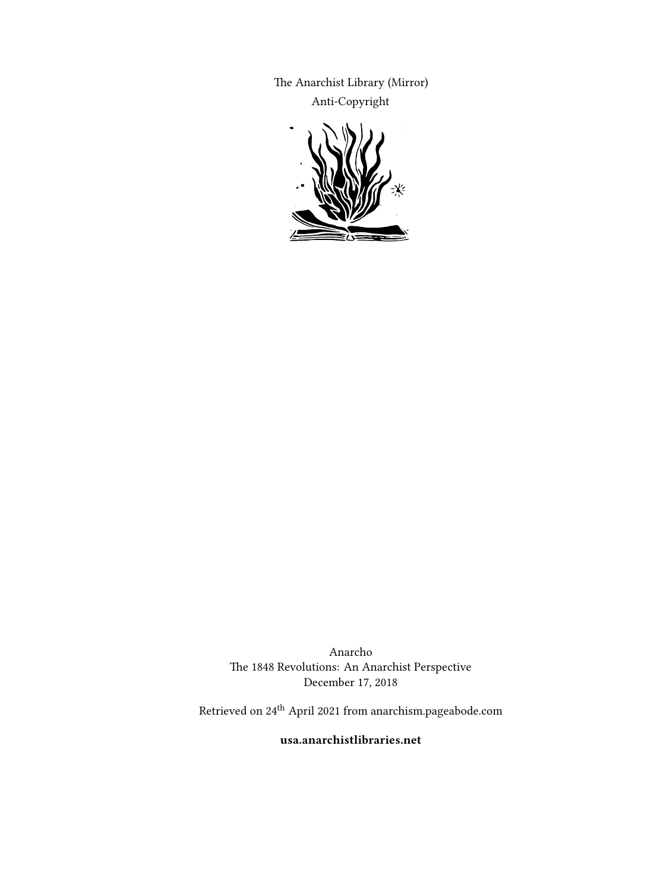The Anarchist Library (Mirror)
Anti-Copyright

Anarcho
The 1848 Revolutions: An Anarchist Perspective
December 17, 2018

Retrieved on 24th April 2021 from anarchism.pageabode.com

**usa.anarchistlibraries.net**